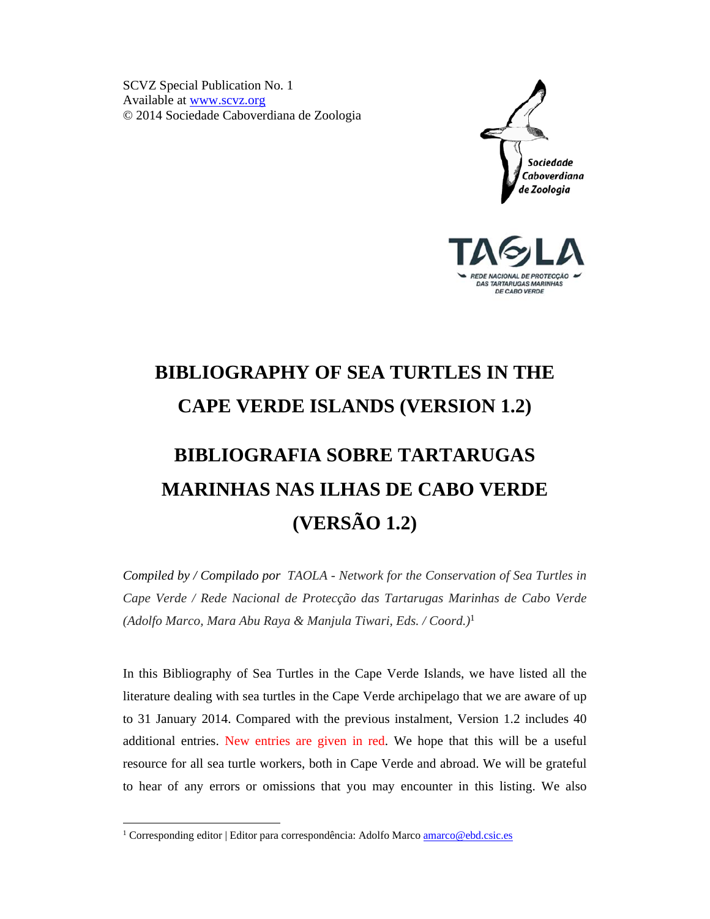SCVZ Special Publication No. 1
Available at www.scvz.org
© 2014 Sociedade Caboverdiana de Zoologia

# BIBLIOGRAPHY OF SEA TURTLES IN THE CAPE VERDE ISLANDS (VERSION 1.2)

# BIBLIOGRAFIA SOBRE TARTARUGAS MARINHAS NAS ILHAS DE CABO VERDE (VERSÃO 1.2)

*Compiled by / Compilado por TAOLA - Network for the Conservation of Sea Turtles in Cape Verde / Rede Nacional de Protecção das Tartarugas Marinhas de Cabo Verde (Adolfo Marco, Mara Abu Raya & Manjula Tiwari, Eds. / Coord.)*[1]

In this Bibliography of Sea Turtles in the Cape Verde Islands, we have listed all the literature dealing with sea turtles in the Cape Verde archipelago that we are aware of up to 31 January 2014. Compared with the previous instalment, Version 1.2 includes 40 additional entries. New entries are given in red. We hope that this will be a useful resource for all sea turtle workers, both in Cape Verde and abroad. We will be grateful to hear of any errors or omissions that you may encounter in this listing. We also

[1] Corresponding editor | Editor para correspondência: Adolfo Marco amarco@ebd.csic.es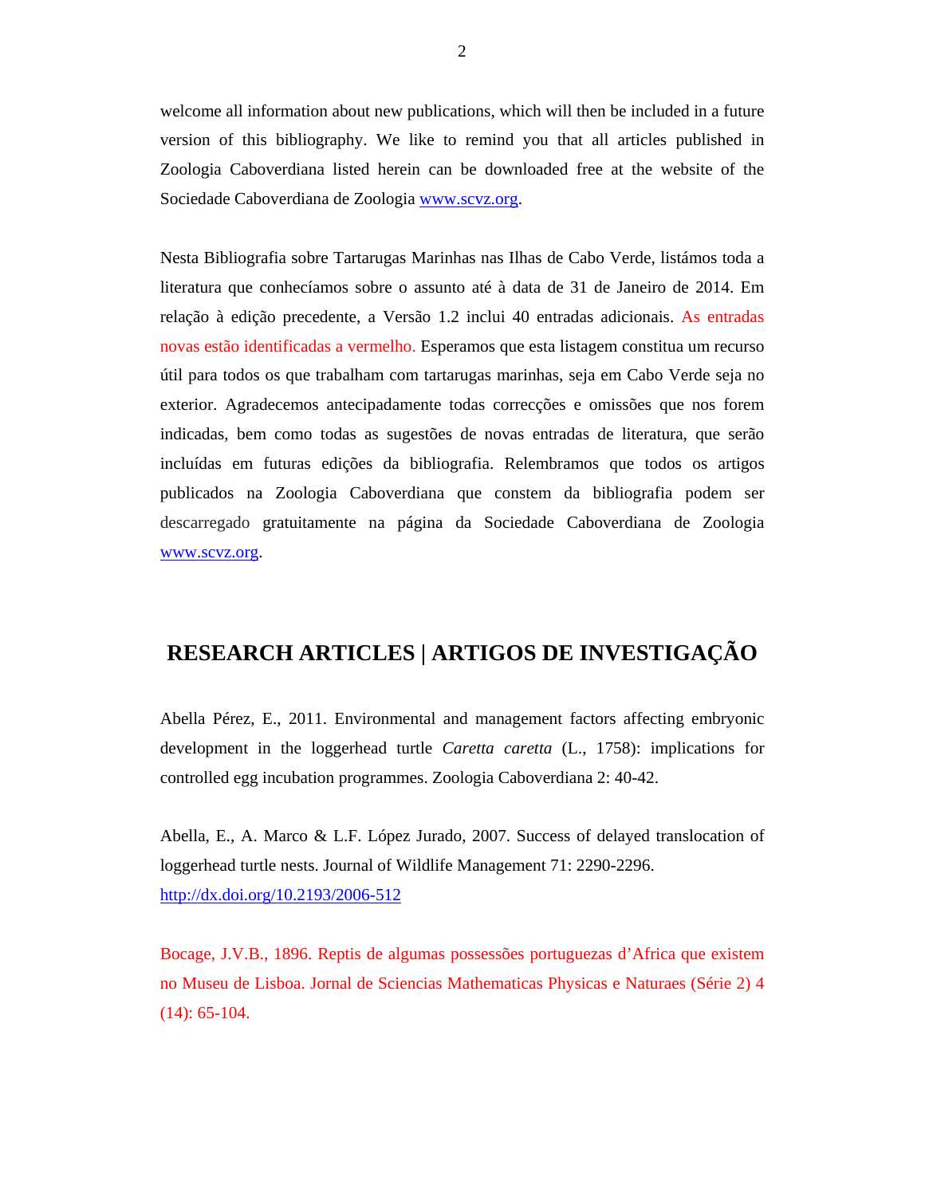welcome all information about new publications, which will then be included in a future version of this bibliography. We like to remind you that all articles published in Zoologia Caboverdiana listed herein can be downloaded free at the website of the Sociedade Caboverdiana de Zoologia www.scvz.org.

Nesta Bibliografia sobre Tartarugas Marinhas nas Ilhas de Cabo Verde, listámos toda a literatura que conhecíamos sobre o assunto até à data de 31 de Janeiro de 2014. Em relação à edição precedente, a Versão 1.2 inclui 40 entradas adicionais. As entradas novas estão identificadas a vermelho. Esperamos que esta listagem constitua um recurso útil para todos os que trabalham com tartarugas marinhas, seja em Cabo Verde seja no exterior. Agradecemos antecipadamente todas correcções e omissões que nos forem indicadas, bem como todas as sugestões de novas entradas de literatura, que serão incluídas em futuras edições da bibliografia. Relembramos que todos os artigos publicados na Zoologia Caboverdiana que constem da bibliografia podem ser descarregado gratuitamente na página da Sociedade Caboverdiana de Zoologia www.scvz.org.

## RESEARCH ARTICLES | ARTIGOS DE INVESTIGAÇÃO

Abella Pérez, E., 2011. Environmental and management factors affecting embryonic development in the loggerhead turtle *Caretta caretta* (L., 1758): implications for controlled egg incubation programmes. Zoologia Caboverdiana 2: 40-42.

Abella, E., A. Marco & L.F. López Jurado, 2007. Success of delayed translocation of loggerhead turtle nests. Journal of Wildlife Management 71: 2290-2296. http://dx.doi.org/10.2193/2006-512

Bocage, J.V.B., 1896. Reptis de algumas possessões portuguezas d'Africa que existem no Museu de Lisboa. Jornal de Sciencias Mathematicas Physicas e Naturaes (Série 2) 4 (14): 65-104.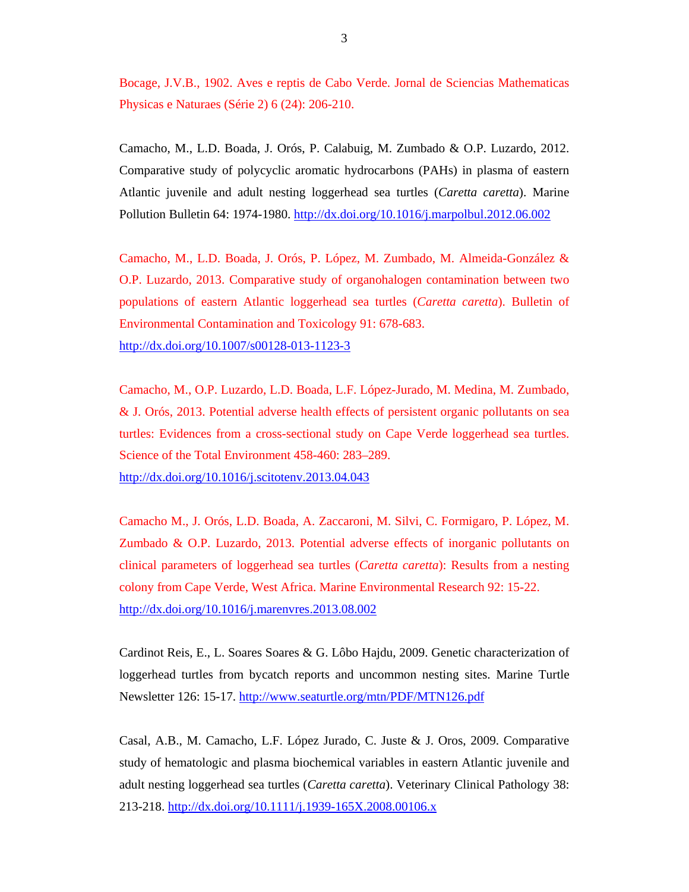Bocage, J.V.B., 1902. Aves e reptis de Cabo Verde. Jornal de Sciencias Mathematicas Physicas e Naturaes (Série 2) 6 (24): 206-210.

Camacho, M., L.D. Boada, J. Orós, P. Calabuig, M. Zumbado & O.P. Luzardo, 2012. Comparative study of polycyclic aromatic hydrocarbons (PAHs) in plasma of eastern Atlantic juvenile and adult nesting loggerhead sea turtles (*Caretta caretta*). Marine Pollution Bulletin 64: 1974-1980. http://dx.doi.org/10.1016/j.marpolbul.2012.06.002

Camacho, M., L.D. Boada, J. Orós, P. López, M. Zumbado, M. Almeida-González & O.P. Luzardo, 2013. Comparative study of organohalogen contamination between two populations of eastern Atlantic loggerhead sea turtles (*Caretta caretta*). Bulletin of Environmental Contamination and Toxicology 91: 678-683. http://dx.doi.org/10.1007/s00128-013-1123-3

Camacho, M., O.P. Luzardo, L.D. Boada, L.F. López-Jurado, M. Medina, M. Zumbado, & J. Orós, 2013. Potential adverse health effects of persistent organic pollutants on sea turtles: Evidences from a cross-sectional study on Cape Verde loggerhead sea turtles. Science of the Total Environment 458-460: 283–289. http://dx.doi.org/10.1016/j.scitotenv.2013.04.043

Camacho M., J. Orós, L.D. Boada, A. Zaccaroni, M. Silvi, C. Formigaro, P. López, M. Zumbado & O.P. Luzardo, 2013. Potential adverse effects of inorganic pollutants on clinical parameters of loggerhead sea turtles (*Caretta caretta*): Results from a nesting colony from Cape Verde, West Africa. Marine Environmental Research 92: 15-22. http://dx.doi.org/10.1016/j.marenvres.2013.08.002

Cardinot Reis, E., L. Soares Soares & G. Lôbo Hajdu, 2009. Genetic characterization of loggerhead turtles from bycatch reports and uncommon nesting sites. Marine Turtle Newsletter 126: 15-17. http://www.seaturtle.org/mtn/PDF/MTN126.pdf

Casal, A.B., M. Camacho, L.F. López Jurado, C. Juste & J. Oros, 2009. Comparative study of hematologic and plasma biochemical variables in eastern Atlantic juvenile and adult nesting loggerhead sea turtles (*Caretta caretta*). Veterinary Clinical Pathology 38: 213-218. http://dx.doi.org/10.1111/j.1939-165X.2008.00106.x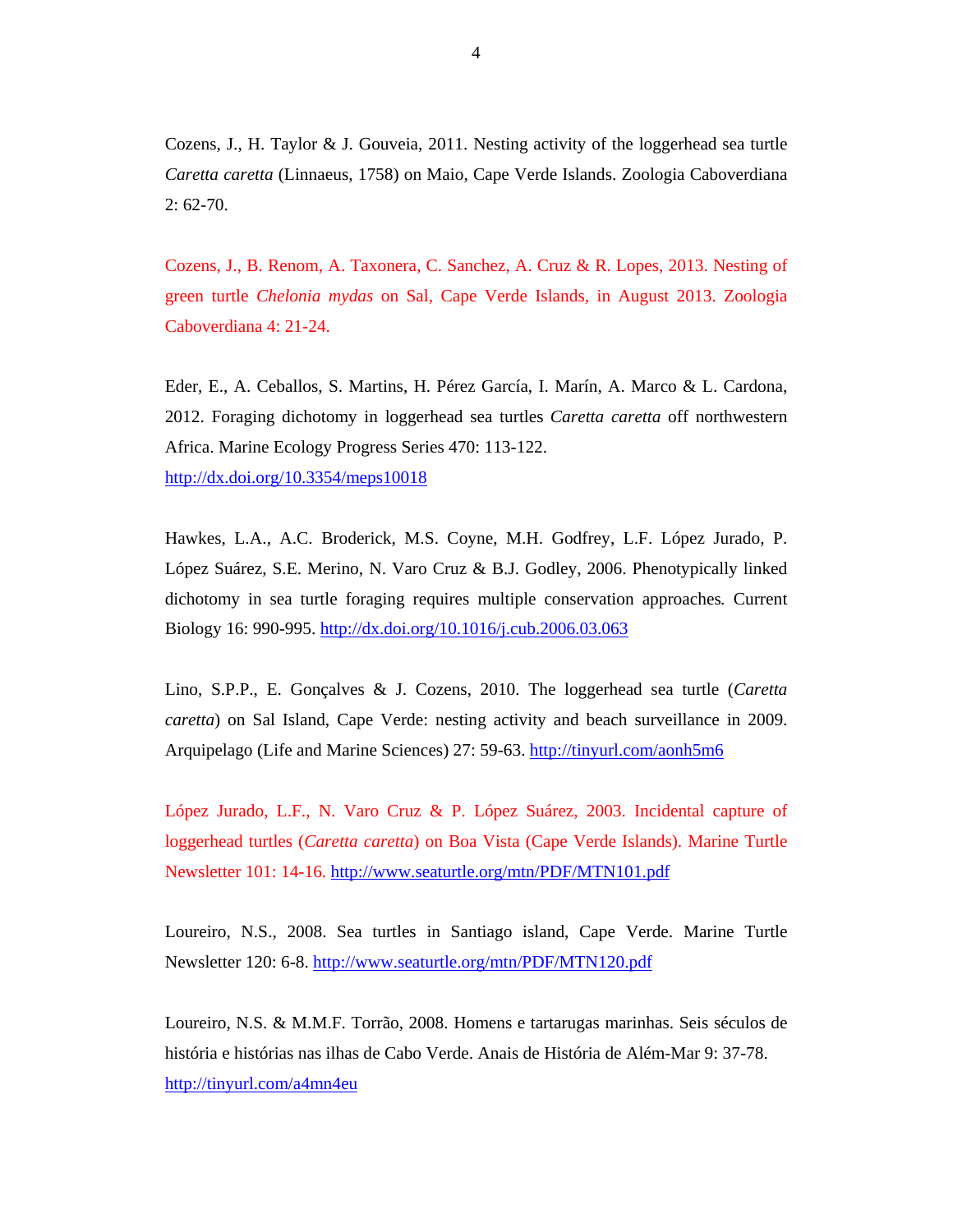Cozens, J., H. Taylor & J. Gouveia, 2011. Nesting activity of the loggerhead sea turtle *Caretta caretta* (Linnaeus, 1758) on Maio, Cape Verde Islands. Zoologia Caboverdiana 2: 62-70.

Cozens, J., B. Renom, A. Taxonera, C. Sanchez, A. Cruz & R. Lopes, 2013. Nesting of green turtle *Chelonia mydas* on Sal, Cape Verde Islands, in August 2013. Zoologia Caboverdiana 4: 21-24.

Eder, E., A. Ceballos, S. Martins, H. Pérez García, I. Marín, A. Marco & L. Cardona, 2012. Foraging dichotomy in loggerhead sea turtles *Caretta caretta* off northwestern Africa. Marine Ecology Progress Series 470: 113-122. http://dx.doi.org/10.3354/meps10018

Hawkes, L.A., A.C. Broderick, M.S. Coyne, M.H. Godfrey, L.F. López Jurado, P. López Suárez, S.E. Merino, N. Varo Cruz & B.J. Godley, 2006. Phenotypically linked dichotomy in sea turtle foraging requires multiple conservation approaches. Current Biology 16: 990-995. http://dx.doi.org/10.1016/j.cub.2006.03.063

Lino, S.P.P., E. Gonçalves & J. Cozens, 2010. The loggerhead sea turtle (*Caretta caretta*) on Sal Island, Cape Verde: nesting activity and beach surveillance in 2009. Arquipelago (Life and Marine Sciences) 27: 59-63. http://tinyurl.com/aonh5m6

López Jurado, L.F., N. Varo Cruz & P. López Suárez, 2003. Incidental capture of loggerhead turtles (*Caretta caretta*) on Boa Vista (Cape Verde Islands). Marine Turtle Newsletter 101: 14-16. http://www.seaturtle.org/mtn/PDF/MTN101.pdf

Loureiro, N.S., 2008. Sea turtles in Santiago island, Cape Verde. Marine Turtle Newsletter 120: 6-8. http://www.seaturtle.org/mtn/PDF/MTN120.pdf

Loureiro, N.S. & M.M.F. Torrão, 2008. Homens e tartarugas marinhas. Seis séculos de história e histórias nas ilhas de Cabo Verde. Anais de História de Além-Mar 9: 37-78. http://tinyurl.com/a4mn4eu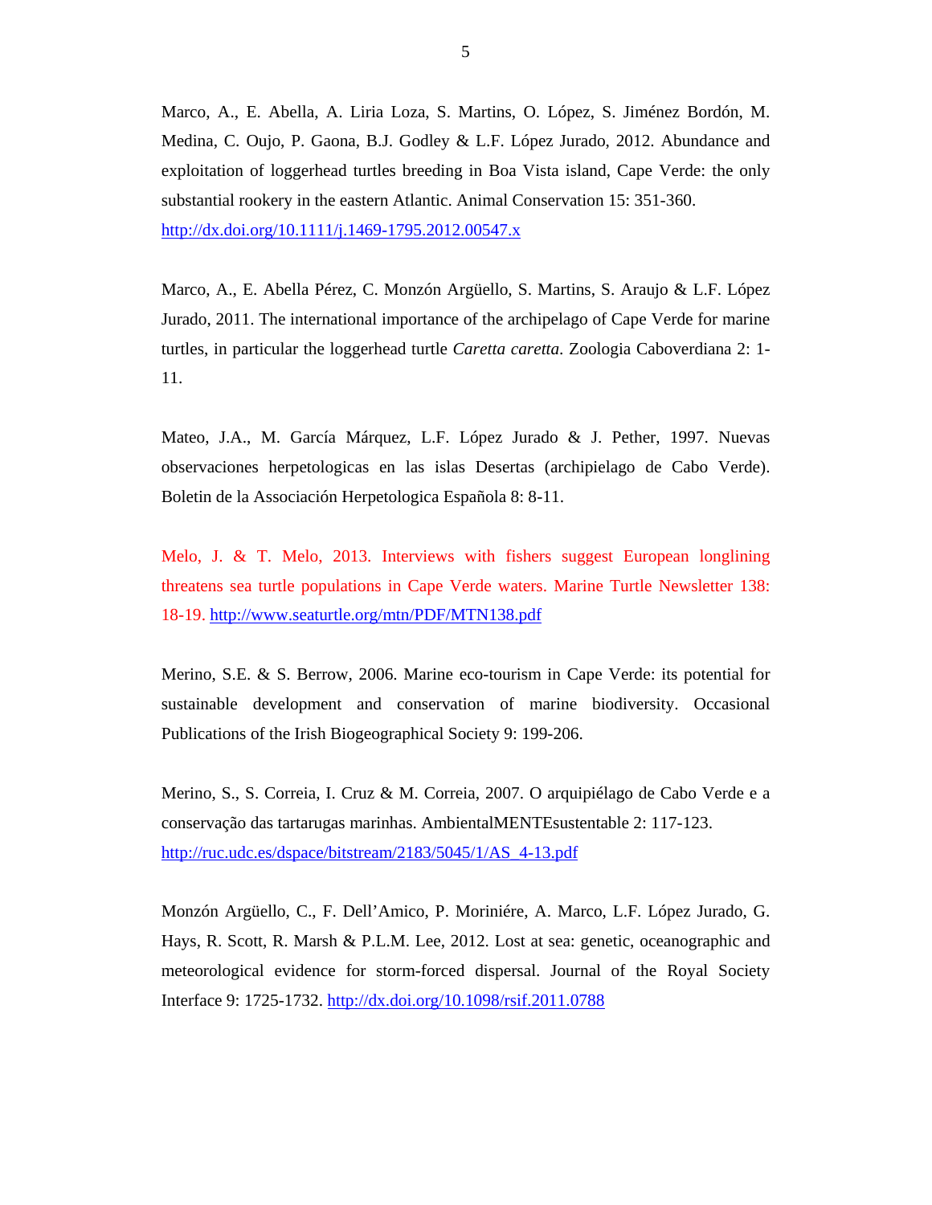Marco, A., E. Abella, A. Liria Loza, S. Martins, O. López, S. Jiménez Bordón, M. Medina, C. Oujo, P. Gaona, B.J. Godley & L.F. López Jurado, 2012. Abundance and exploitation of loggerhead turtles breeding in Boa Vista island, Cape Verde: the only substantial rookery in the eastern Atlantic. Animal Conservation 15: 351-360. http://dx.doi.org/10.1111/j.1469-1795.2012.00547.x

Marco, A., E. Abella Pérez, C. Monzón Argüello, S. Martins, S. Araujo & L.F. López Jurado, 2011. The international importance of the archipelago of Cape Verde for marine turtles, in particular the loggerhead turtle *Caretta caretta*. Zoologia Caboverdiana 2: 1-11.

Mateo, J.A., M. García Márquez, L.F. López Jurado & J. Pether, 1997. Nuevas observaciones herpetologicas en las islas Desertas (archipielago de Cabo Verde). Boletin de la Associación Herpetologica Española 8: 8-11.

Melo, J. & T. Melo, 2013. Interviews with fishers suggest European longlining threatens sea turtle populations in Cape Verde waters. Marine Turtle Newsletter 138: 18-19. http://www.seaturtle.org/mtn/PDF/MTN138.pdf

Merino, S.E. & S. Berrow, 2006. Marine eco-tourism in Cape Verde: its potential for sustainable development and conservation of marine biodiversity. Occasional Publications of the Irish Biogeographical Society 9: 199-206.

Merino, S., S. Correia, I. Cruz & M. Correia, 2007. O arquipiélago de Cabo Verde e a conservação das tartarugas marinhas. AmbientalMENTEsustentable 2: 117-123. http://ruc.udc.es/dspace/bitstream/2183/5045/1/AS_4-13.pdf

Monzón Argüello, C., F. Dell'Amico, P. Moriniére, A. Marco, L.F. López Jurado, G. Hays, R. Scott, R. Marsh & P.L.M. Lee, 2012. Lost at sea: genetic, oceanographic and meteorological evidence for storm-forced dispersal. Journal of the Royal Society Interface 9: 1725-1732. http://dx.doi.org/10.1098/rsif.2011.0788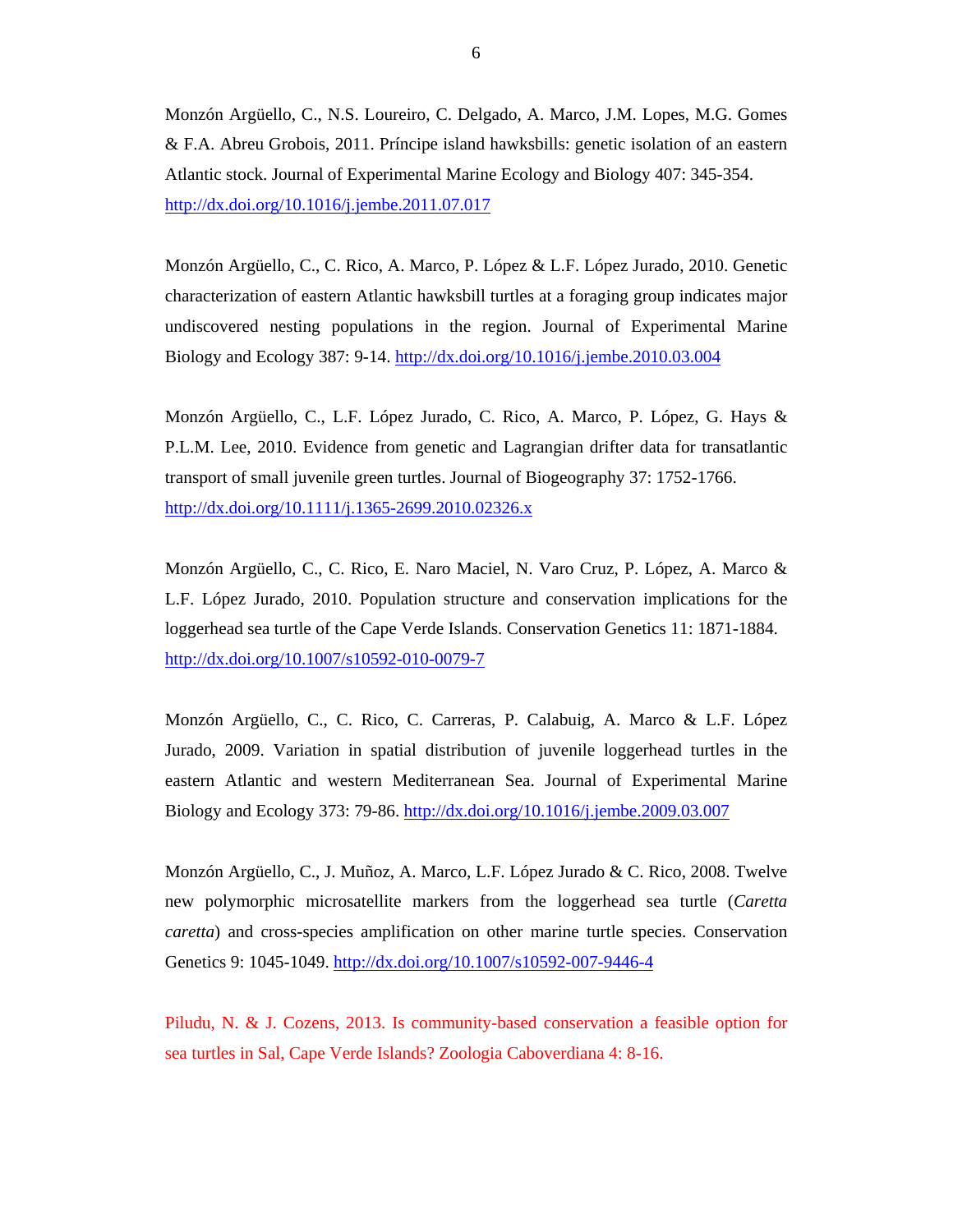Monzón Argüello, C., N.S. Loureiro, C. Delgado, A. Marco, J.M. Lopes, M.G. Gomes & F.A. Abreu Grobois, 2011. Príncipe island hawksbills: genetic isolation of an eastern Atlantic stock. Journal of Experimental Marine Ecology and Biology 407: 345-354. http://dx.doi.org/10.1016/j.jembe.2011.07.017

Monzón Argüello, C., C. Rico, A. Marco, P. López & L.F. López Jurado, 2010. Genetic characterization of eastern Atlantic hawksbill turtles at a foraging group indicates major undiscovered nesting populations in the region. Journal of Experimental Marine Biology and Ecology 387: 9-14. http://dx.doi.org/10.1016/j.jembe.2010.03.004

Monzón Argüello, C., L.F. López Jurado, C. Rico, A. Marco, P. López, G. Hays & P.L.M. Lee, 2010. Evidence from genetic and Lagrangian drifter data for transatlantic transport of small juvenile green turtles. Journal of Biogeography 37: 1752-1766. http://dx.doi.org/10.1111/j.1365-2699.2010.02326.x

Monzón Argüello, C., C. Rico, E. Naro Maciel, N. Varo Cruz, P. López, A. Marco & L.F. López Jurado, 2010. Population structure and conservation implications for the loggerhead sea turtle of the Cape Verde Islands. Conservation Genetics 11: 1871-1884. http://dx.doi.org/10.1007/s10592-010-0079-7

Monzón Argüello, C., C. Rico, C. Carreras, P. Calabuig, A. Marco & L.F. López Jurado, 2009. Variation in spatial distribution of juvenile loggerhead turtles in the eastern Atlantic and western Mediterranean Sea. Journal of Experimental Marine Biology and Ecology 373: 79-86. http://dx.doi.org/10.1016/j.jembe.2009.03.007

Monzón Argüello, C., J. Muñoz, A. Marco, L.F. López Jurado & C. Rico, 2008. Twelve new polymorphic microsatellite markers from the loggerhead sea turtle (*Caretta caretta*) and cross-species amplification on other marine turtle species. Conservation Genetics 9: 1045-1049. http://dx.doi.org/10.1007/s10592-007-9446-4

Piludu, N. & J. Cozens, 2013. Is community-based conservation a feasible option for sea turtles in Sal, Cape Verde Islands? Zoologia Caboverdiana 4: 8-16.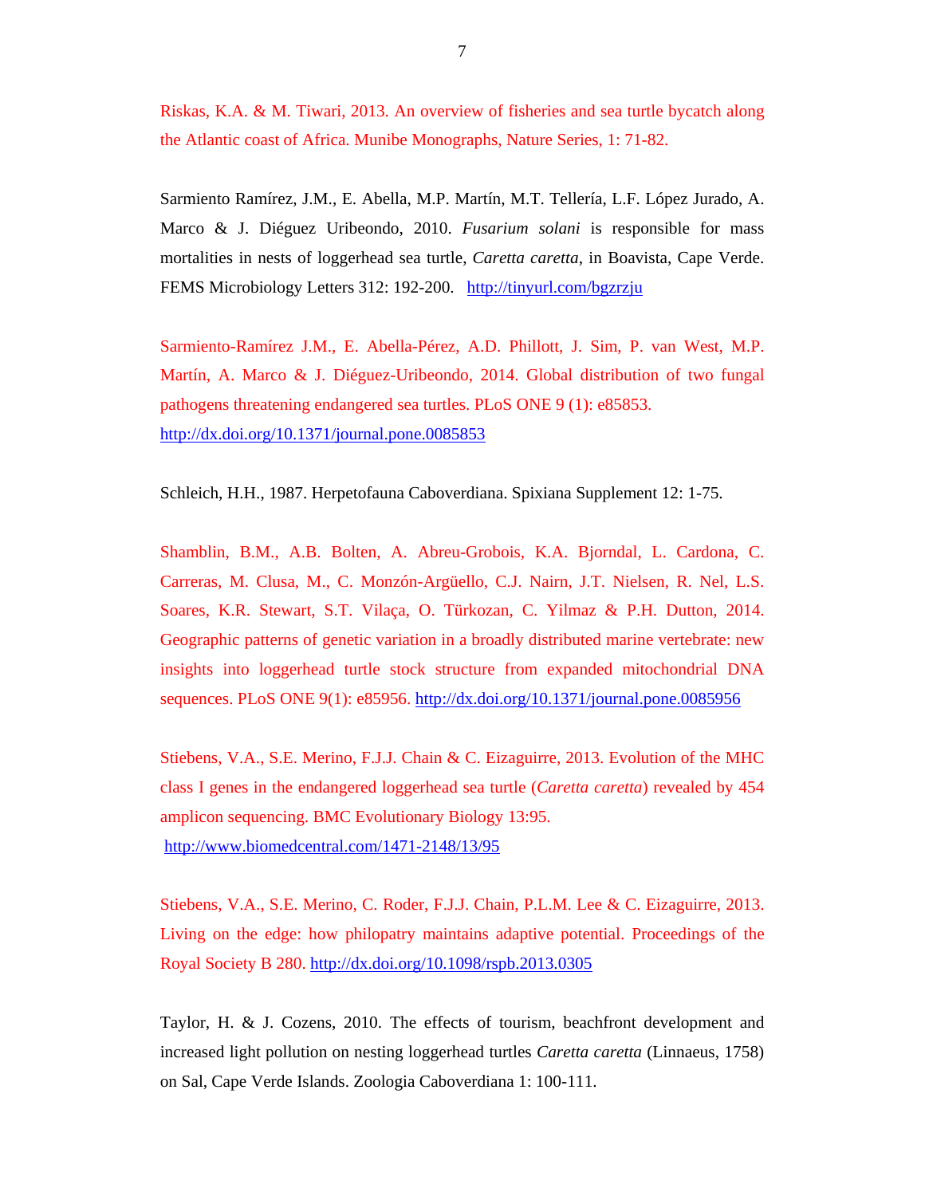Riskas, K.A. & M. Tiwari, 2013. An overview of fisheries and sea turtle bycatch along the Atlantic coast of Africa. Munibe Monographs, Nature Series, 1: 71-82.

Sarmiento Ramírez, J.M., E. Abella, M.P. Martín, M.T. Tellería, L.F. López Jurado, A. Marco & J. Diéguez Uribeondo, 2010. *Fusarium solani* is responsible for mass mortalities in nests of loggerhead sea turtle, *Caretta caretta*, in Boavista, Cape Verde. FEMS Microbiology Letters 312: 192-200. http://tinyurl.com/bgzrzju

Sarmiento-Ramírez J.M., E. Abella-Pérez, A.D. Phillott, J. Sim, P. van West, M.P. Martín, A. Marco & J. Diéguez-Uribeondo, 2014. Global distribution of two fungal pathogens threatening endangered sea turtles. PLoS ONE 9 (1): e85853. http://dx.doi.org/10.1371/journal.pone.0085853

Schleich, H.H., 1987. Herpetofauna Caboverdiana. Spixiana Supplement 12: 1-75.

Shamblin, B.M., A.B. Bolten, A. Abreu-Grobois, K.A. Bjorndal, L. Cardona, C. Carreras, M. Clusa, M., C. Monzón-Argüello, C.J. Nairn, J.T. Nielsen, R. Nel, L.S. Soares, K.R. Stewart, S.T. Vilaça, O. Türkozan, C. Yilmaz & P.H. Dutton, 2014. Geographic patterns of genetic variation in a broadly distributed marine vertebrate: new insights into loggerhead turtle stock structure from expanded mitochondrial DNA sequences. PLoS ONE 9(1): e85956. http://dx.doi.org/10.1371/journal.pone.0085956

Stiebens, V.A., S.E. Merino, F.J.J. Chain & C. Eizaguirre, 2013. Evolution of the MHC class I genes in the endangered loggerhead sea turtle (*Caretta caretta*) revealed by 454 amplicon sequencing. BMC Evolutionary Biology 13:95. http://www.biomedcentral.com/1471-2148/13/95

Stiebens, V.A., S.E. Merino, C. Roder, F.J.J. Chain, P.L.M. Lee & C. Eizaguirre, 2013. Living on the edge: how philopatry maintains adaptive potential. Proceedings of the Royal Society B 280. http://dx.doi.org/10.1098/rspb.2013.0305

Taylor, H. & J. Cozens, 2010. The effects of tourism, beachfront development and increased light pollution on nesting loggerhead turtles *Caretta caretta* (Linnaeus, 1758) on Sal, Cape Verde Islands. Zoologia Caboverdiana 1: 100-111.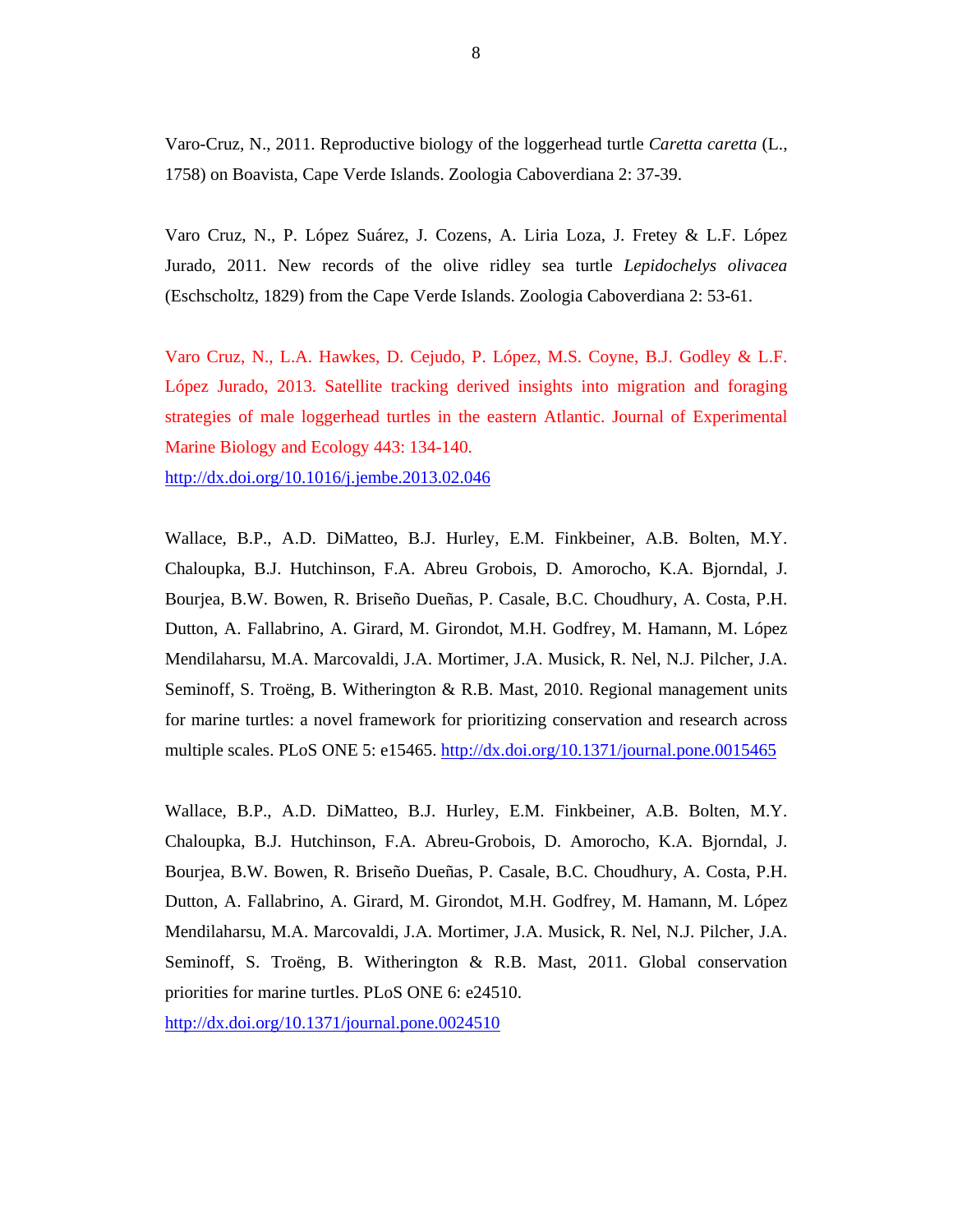Varo-Cruz, N., 2011. Reproductive biology of the loggerhead turtle *Caretta caretta* (L., 1758) on Boavista, Cape Verde Islands. Zoologia Caboverdiana 2: 37-39.

Varo Cruz, N., P. López Suárez, J. Cozens, A. Liria Loza, J. Fretey & L.F. López Jurado, 2011. New records of the olive ridley sea turtle *Lepidochelys olivacea* (Eschscholtz, 1829) from the Cape Verde Islands. Zoologia Caboverdiana 2: 53-61.

Varo Cruz, N., L.A. Hawkes, D. Cejudo, P. López, M.S. Coyne, B.J. Godley & L.F. López Jurado, 2013. Satellite tracking derived insights into migration and foraging strategies of male loggerhead turtles in the eastern Atlantic. Journal of Experimental Marine Biology and Ecology 443: 134-140. http://dx.doi.org/10.1016/j.jembe.2013.02.046

Wallace, B.P., A.D. DiMatteo, B.J. Hurley, E.M. Finkbeiner, A.B. Bolten, M.Y. Chaloupka, B.J. Hutchinson, F.A. Abreu Grobois, D. Amorocho, K.A. Bjorndal, J. Bourjea, B.W. Bowen, R. Briseño Dueñas, P. Casale, B.C. Choudhury, A. Costa, P.H. Dutton, A. Fallabrino, A. Girard, M. Girondot, M.H. Godfrey, M. Hamann, M. López Mendilaharsu, M.A. Marcovaldi, J.A. Mortimer, J.A. Musick, R. Nel, N.J. Pilcher, J.A. Seminoff, S. Troëng, B. Witherington & R.B. Mast, 2010. Regional management units for marine turtles: a novel framework for prioritizing conservation and research across multiple scales. PLoS ONE 5: e15465. http://dx.doi.org/10.1371/journal.pone.0015465

Wallace, B.P., A.D. DiMatteo, B.J. Hurley, E.M. Finkbeiner, A.B. Bolten, M.Y. Chaloupka, B.J. Hutchinson, F.A. Abreu-Grobois, D. Amorocho, K.A. Bjorndal, J. Bourjea, B.W. Bowen, R. Briseño Dueñas, P. Casale, B.C. Choudhury, A. Costa, P.H. Dutton, A. Fallabrino, A. Girard, M. Girondot, M.H. Godfrey, M. Hamann, M. López Mendilaharsu, M.A. Marcovaldi, J.A. Mortimer, J.A. Musick, R. Nel, N.J. Pilcher, J.A. Seminoff, S. Troëng, B. Witherington & R.B. Mast, 2011. Global conservation priorities for marine turtles. PLoS ONE 6: e24510. http://dx.doi.org/10.1371/journal.pone.0024510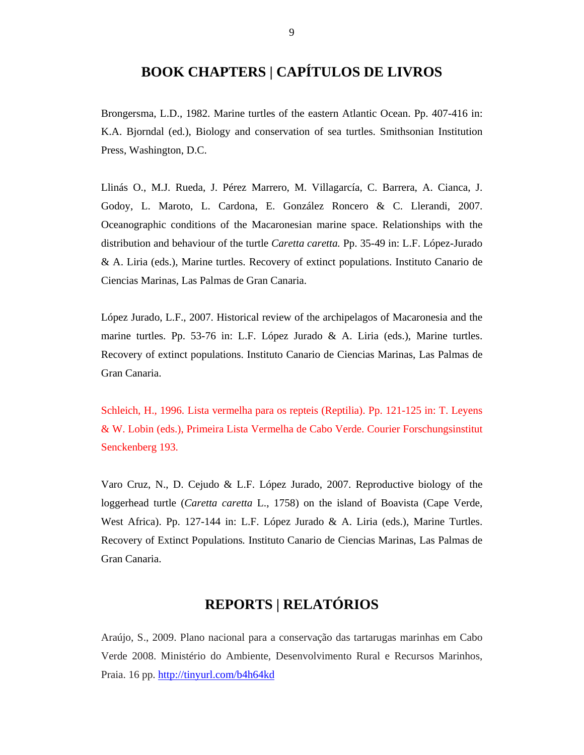## BOOK CHAPTERS | CAPÍTULOS DE LIVROS

Brongersma, L.D., 1982. Marine turtles of the eastern Atlantic Ocean. Pp. 407-416 in: K.A. Bjorndal (ed.), Biology and conservation of sea turtles. Smithsonian Institution Press, Washington, D.C.

Llinás O., M.J. Rueda, J. Pérez Marrero, M. Villagarcía, C. Barrera, A. Cianca, J. Godoy, L. Maroto, L. Cardona, E. González Roncero & C. Llerandi, 2007. Oceanographic conditions of the Macaronesian marine space. Relationships with the distribution and behaviour of the turtle *Caretta caretta.* Pp. 35-49 in: L.F. López-Jurado & A. Liria (eds.), Marine turtles. Recovery of extinct populations. Instituto Canario de Ciencias Marinas, Las Palmas de Gran Canaria.

López Jurado, L.F., 2007. Historical review of the archipelagos of Macaronesia and the marine turtles. Pp. 53-76 in: L.F. López Jurado & A. Liria (eds.), Marine turtles. Recovery of extinct populations. Instituto Canario de Ciencias Marinas, Las Palmas de Gran Canaria.

Schleich, H., 1996. Lista vermelha para os repteis (Reptilia). Pp. 121-125 in: T. Leyens & W. Lobin (eds.), Primeira Lista Vermelha de Cabo Verde. Courier Forschungsinstitut Senckenberg 193.

Varo Cruz, N., D. Cejudo & L.F. López Jurado, 2007. Reproductive biology of the loggerhead turtle (*Caretta caretta* L., 1758) on the island of Boavista (Cape Verde, West Africa). Pp. 127-144 in: L.F. López Jurado & A. Liria (eds.), Marine Turtles. Recovery of Extinct Populations*.* Instituto Canario de Ciencias Marinas, Las Palmas de Gran Canaria.

## REPORTS | RELATÓRIOS

Araújo, S., 2009. Plano nacional para a conservação das tartarugas marinhas em Cabo Verde 2008. Ministério do Ambiente, Desenvolvimento Rural e Recursos Marinhos, Praia. 16 pp. http://tinyurl.com/b4h64kd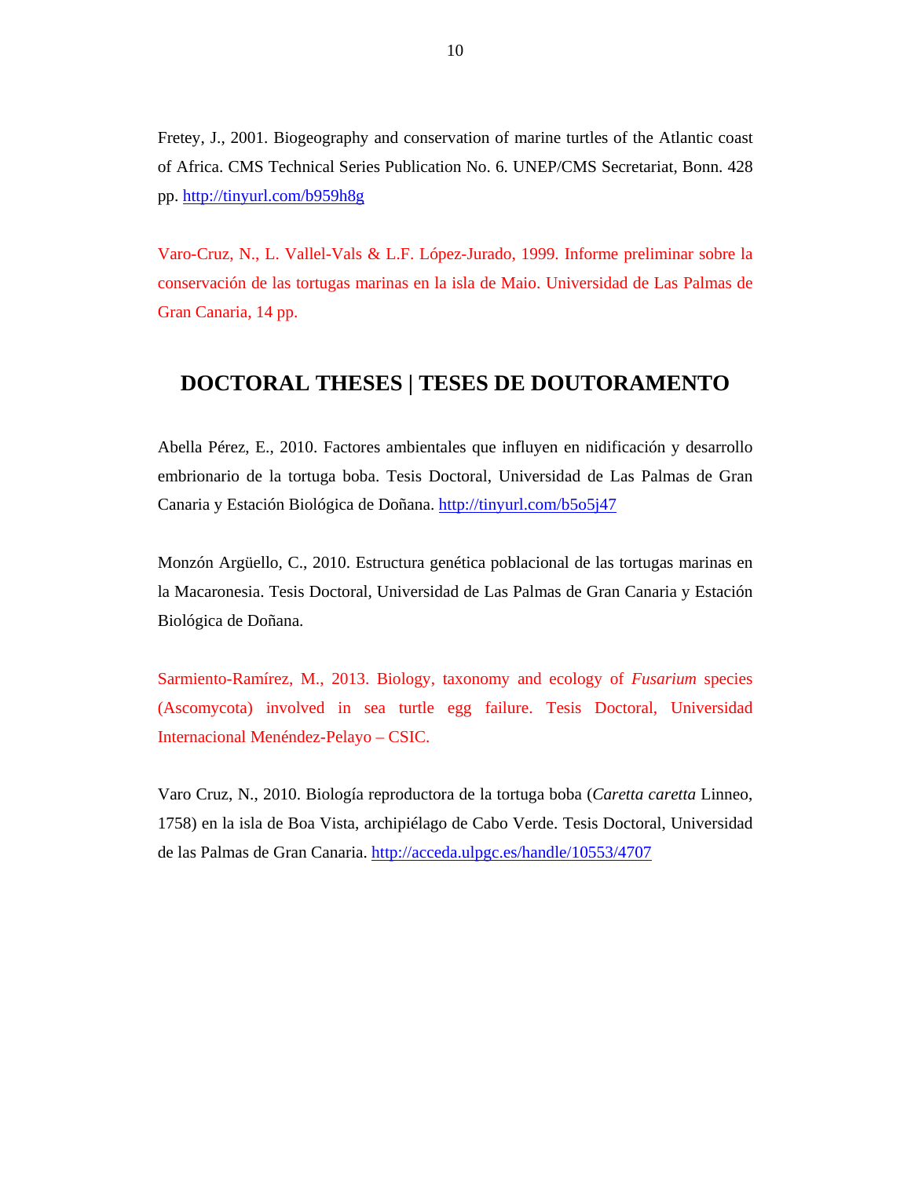Fretey, J., 2001. Biogeography and conservation of marine turtles of the Atlantic coast of Africa. CMS Technical Series Publication No. 6. UNEP/CMS Secretariat, Bonn. 428 pp. http://tinyurl.com/b959h8g

Varo-Cruz, N., L. Vallel-Vals & L.F. López-Jurado, 1999. Informe preliminar sobre la conservación de las tortugas marinas en la isla de Maio. Universidad de Las Palmas de Gran Canaria, 14 pp.

## DOCTORAL THESES | TESES DE DOUTORAMENTO

Abella Pérez, E., 2010. Factores ambientales que influyen en nidificación y desarrollo embrionario de la tortuga boba. Tesis Doctoral, Universidad de Las Palmas de Gran Canaria y Estación Biológica de Doñana. http://tinyurl.com/b5o5j47

Monzón Argüello, C., 2010. Estructura genética poblacional de las tortugas marinas en la Macaronesia. Tesis Doctoral, Universidad de Las Palmas de Gran Canaria y Estación Biológica de Doñana.

Sarmiento-Ramírez, M., 2013. Biology, taxonomy and ecology of *Fusarium* species (Ascomycota) involved in sea turtle egg failure. Tesis Doctoral, Universidad Internacional Menéndez-Pelayo – CSIC.

Varo Cruz, N., 2010. Biología reproductora de la tortuga boba (*Caretta caretta* Linneo, 1758) en la isla de Boa Vista, archipiélago de Cabo Verde. Tesis Doctoral, Universidad de las Palmas de Gran Canaria. http://acceda.ulpgc.es/handle/10553/4707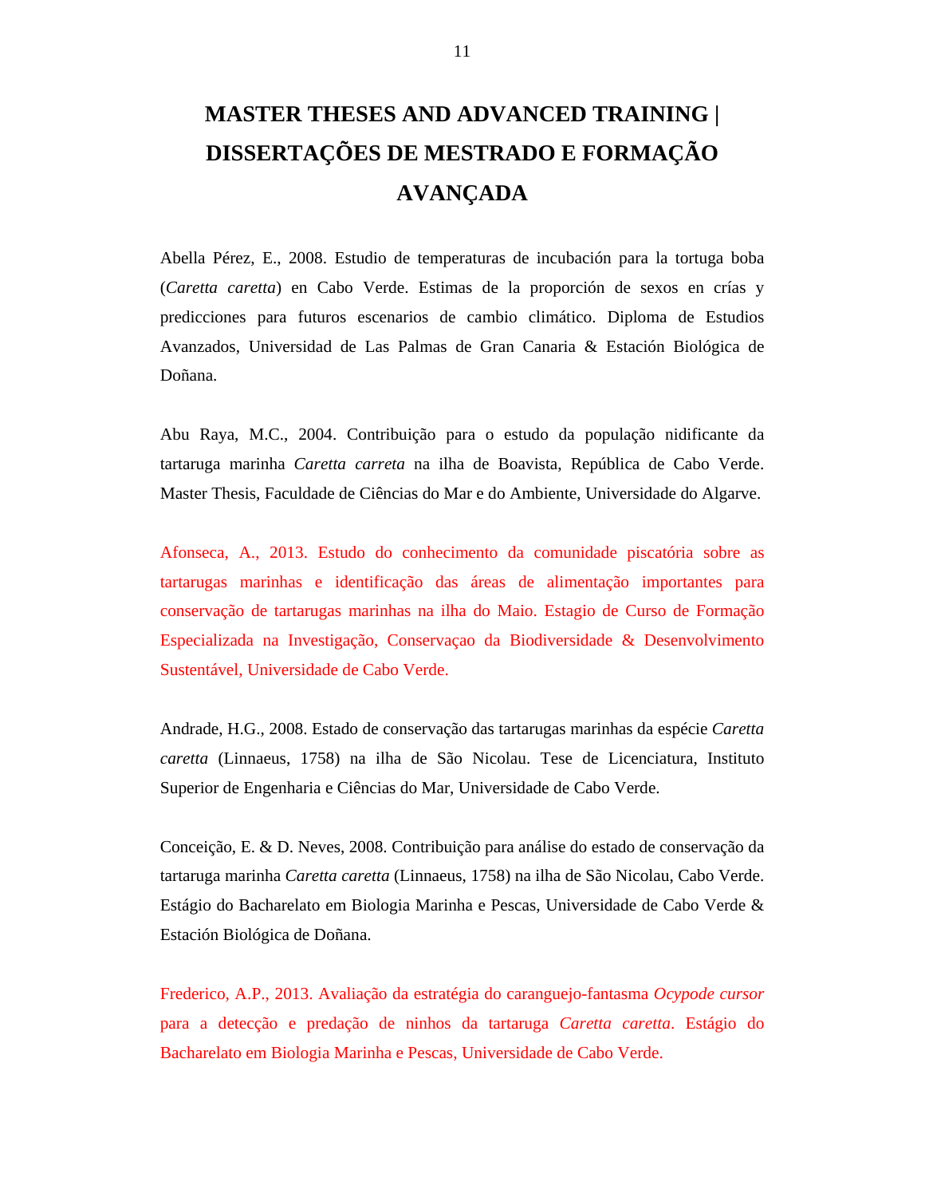# MASTER THESES AND ADVANCED TRAINING | DISSERTAÇÕES DE MESTRADO E FORMAÇÃO AVANÇADA

Abella Pérez, E., 2008. Estudio de temperaturas de incubación para la tortuga boba (*Caretta caretta*) en Cabo Verde. Estimas de la proporción de sexos en crías y predicciones para futuros escenarios de cambio climático. Diploma de Estudios Avanzados, Universidad de Las Palmas de Gran Canaria & Estación Biológica de Doñana.

Abu Raya, M.C., 2004. Contribuição para o estudo da população nidificante da tartaruga marinha *Caretta carreta* na ilha de Boavista, República de Cabo Verde. Master Thesis, Faculdade de Ciências do Mar e do Ambiente, Universidade do Algarve.

Afonseca, A., 2013. Estudo do conhecimento da comunidade piscatória sobre as tartarugas marinhas e identificação das áreas de alimentação importantes para conservação de tartarugas marinhas na ilha do Maio. Estagio de Curso de Formação Especializada na Investigação, Conservaçao da Biodiversidade & Desenvolvimento Sustentável, Universidade de Cabo Verde.

Andrade, H.G., 2008. Estado de conservação das tartarugas marinhas da espécie *Caretta caretta* (Linnaeus, 1758) na ilha de São Nicolau. Tese de Licenciatura, Instituto Superior de Engenharia e Ciências do Mar, Universidade de Cabo Verde.

Conceição, E. & D. Neves, 2008. Contribuição para análise do estado de conservação da tartaruga marinha *Caretta caretta* (Linnaeus, 1758) na ilha de São Nicolau, Cabo Verde. Estágio do Bacharelato em Biologia Marinha e Pescas, Universidade de Cabo Verde & Estación Biológica de Doñana.

Frederico, A.P., 2013. Avaliação da estratégia do caranguejo-fantasma *Ocypode cursor* para a detecção e predação de ninhos da tartaruga *Caretta caretta*. Estágio do Bacharelato em Biologia Marinha e Pescas, Universidade de Cabo Verde.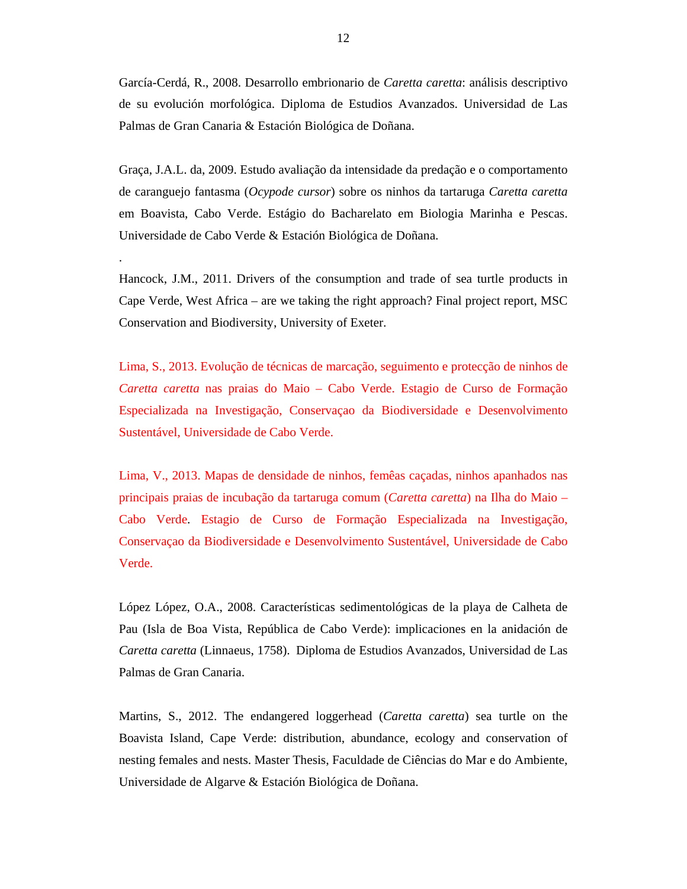García-Cerdá, R., 2008. Desarrollo embrionario de *Caretta caretta*: análisis descriptivo de su evolución morfológica. Diploma de Estudios Avanzados. Universidad de Las Palmas de Gran Canaria & Estación Biológica de Doñana.

Graça, J.A.L. da, 2009. Estudo avaliação da intensidade da predação e o comportamento de caranguejo fantasma (*Ocypode cursor*) sobre os ninhos da tartaruga *Caretta caretta* em Boavista, Cabo Verde. Estágio do Bacharelato em Biologia Marinha e Pescas. Universidade de Cabo Verde & Estación Biológica de Doñana.

.

Hancock, J.M., 2011. Drivers of the consumption and trade of sea turtle products in Cape Verde, West Africa – are we taking the right approach? Final project report, MSC Conservation and Biodiversity, University of Exeter.

Lima, S., 2013. Evolução de técnicas de marcação, seguimento e protecção de ninhos de *Caretta caretta* nas praias do Maio – Cabo Verde. Estagio de Curso de Formação Especializada na Investigação, Conservaçao da Biodiversidade e Desenvolvimento Sustentável, Universidade de Cabo Verde.

Lima, V., 2013. Mapas de densidade de ninhos, femêas caçadas, ninhos apanhados nas principais praias de incubação da tartaruga comum (*Caretta caretta*) na Ilha do Maio – Cabo Verde. Estagio de Curso de Formação Especializada na Investigação, Conservaçao da Biodiversidade e Desenvolvimento Sustentável, Universidade de Cabo Verde.

López López, O.A., 2008. Características sedimentológicas de la playa de Calheta de Pau (Isla de Boa Vista, República de Cabo Verde): implicaciones en la anidación de *Caretta caretta* (Linnaeus, 1758). Diploma de Estudios Avanzados, Universidad de Las Palmas de Gran Canaria.

Martins, S., 2012. The endangered loggerhead (*Caretta caretta*) sea turtle on the Boavista Island, Cape Verde: distribution, abundance, ecology and conservation of nesting females and nests. Master Thesis, Faculdade de Ciências do Mar e do Ambiente, Universidade de Algarve & Estación Biológica de Doñana.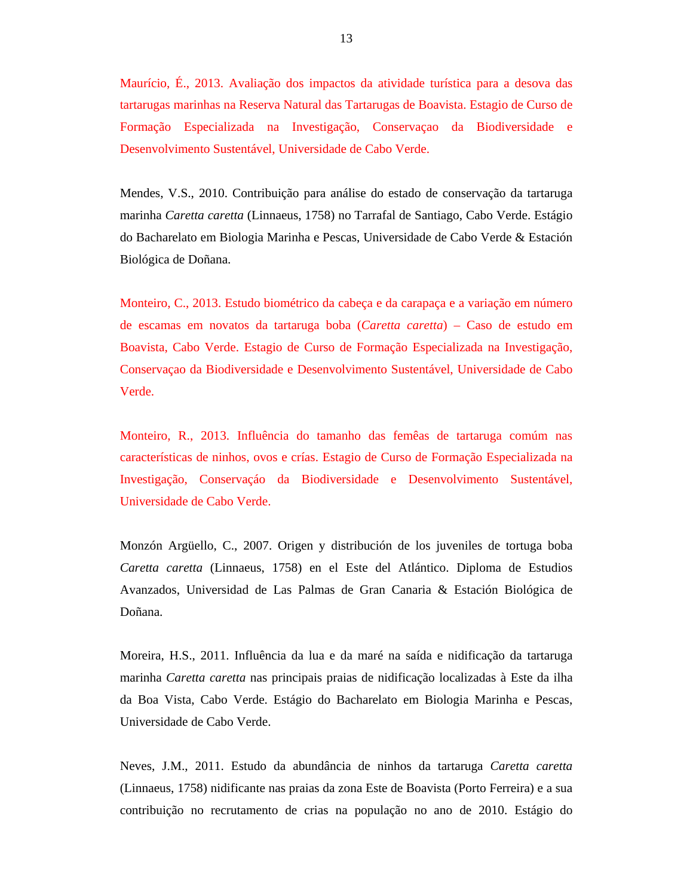Maurício, É., 2013. Avaliação dos impactos da atividade turística para a desova das tartarugas marinhas na Reserva Natural das Tartarugas de Boavista. Estagio de Curso de Formação Especializada na Investigação, Conservaçao da Biodiversidade e Desenvolvimento Sustentável, Universidade de Cabo Verde.

Mendes, V.S., 2010. Contribuição para análise do estado de conservação da tartaruga marinha *Caretta caretta* (Linnaeus, 1758) no Tarrafal de Santiago, Cabo Verde. Estágio do Bacharelato em Biologia Marinha e Pescas, Universidade de Cabo Verde & Estación Biológica de Doñana.

Monteiro, C., 2013. Estudo biométrico da cabeça e da carapaça e a variação em número de escamas em novatos da tartaruga boba (*Caretta caretta*) – Caso de estudo em Boavista, Cabo Verde. Estagio de Curso de Formação Especializada na Investigação, Conservaçao da Biodiversidade e Desenvolvimento Sustentável, Universidade de Cabo Verde.

Monteiro, R., 2013. Influência do tamanho das femêas de tartaruga comúm nas características de ninhos, ovos e crías. Estagio de Curso de Formação Especializada na Investigação, Conservaçáo da Biodiversidade e Desenvolvimento Sustentável, Universidade de Cabo Verde.

Monzón Argüello, C., 2007. Origen y distribución de los juveniles de tortuga boba *Caretta caretta* (Linnaeus, 1758) en el Este del Atlántico. Diploma de Estudios Avanzados, Universidad de Las Palmas de Gran Canaria & Estación Biológica de Doñana.

Moreira, H.S., 2011. Influência da lua e da maré na saída e nidificação da tartaruga marinha *Caretta caretta* nas principais praias de nidificação localizadas à Este da ilha da Boa Vista, Cabo Verde. Estágio do Bacharelato em Biologia Marinha e Pescas, Universidade de Cabo Verde.

Neves, J.M., 2011. Estudo da abundância de ninhos da tartaruga *Caretta caretta* (Linnaeus, 1758) nidificante nas praias da zona Este de Boavista (Porto Ferreira) e a sua contribuição no recrutamento de crias na população no ano de 2010. Estágio do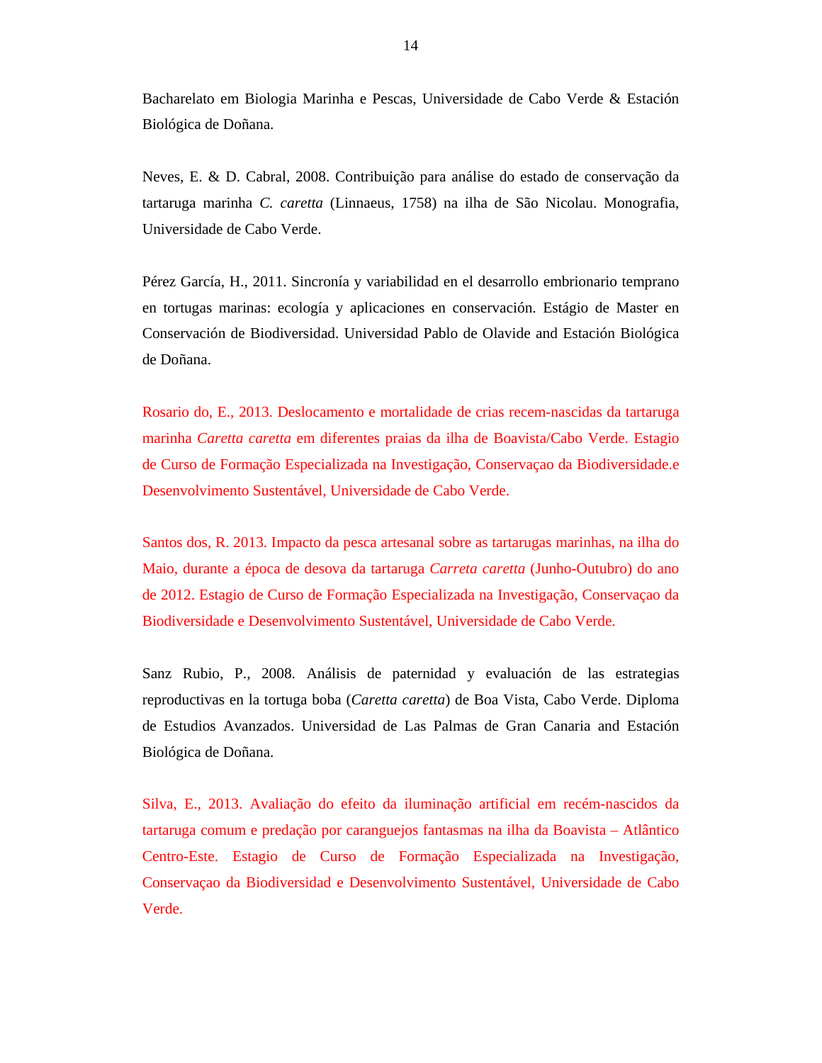Bacharelato em Biologia Marinha e Pescas, Universidade de Cabo Verde & Estación Biológica de Doñana.

Neves, E. & D. Cabral, 2008. Contribuição para análise do estado de conservação da tartaruga marinha *C. caretta* (Linnaeus, 1758) na ilha de São Nicolau. Monografia, Universidade de Cabo Verde.

Pérez García, H., 2011. Sincronía y variabilidad en el desarrollo embrionario temprano en tortugas marinas: ecología y aplicaciones en conservación. Estágio de Master en Conservación de Biodiversidad. Universidad Pablo de Olavide and Estación Biológica de Doñana.

Rosario do, E., 2013. Deslocamento e mortalidade de crias recem-nascidas da tartaruga marinha *Caretta caretta* em diferentes praias da ilha de Boavista/Cabo Verde. Estagio de Curso de Formação Especializada na Investigação, Conservaçao da Biodiversidade.e Desenvolvimento Sustentável, Universidade de Cabo Verde.

Santos dos, R. 2013. Impacto da pesca artesanal sobre as tartarugas marinhas, na ilha do Maio, durante a época de desova da tartaruga *Carreta caretta* (Junho-Outubro) do ano de 2012. Estagio de Curso de Formação Especializada na Investigação, Conservaçao da Biodiversidade e Desenvolvimento Sustentável, Universidade de Cabo Verde.

Sanz Rubio, P., 2008. Análisis de paternidad y evaluación de las estrategias reproductivas en la tortuga boba (*Caretta caretta*) de Boa Vista, Cabo Verde. Diploma de Estudios Avanzados. Universidad de Las Palmas de Gran Canaria and Estación Biológica de Doñana.

Silva, E., 2013. Avaliação do efeito da iluminação artificial em recém-nascidos da tartaruga comum e predação por caranguejos fantasmas na ilha da Boavista – Atlântico Centro-Este. Estagio de Curso de Formação Especializada na Investigação, Conservaçao da Biodiversidad e Desenvolvimento Sustentável, Universidade de Cabo Verde.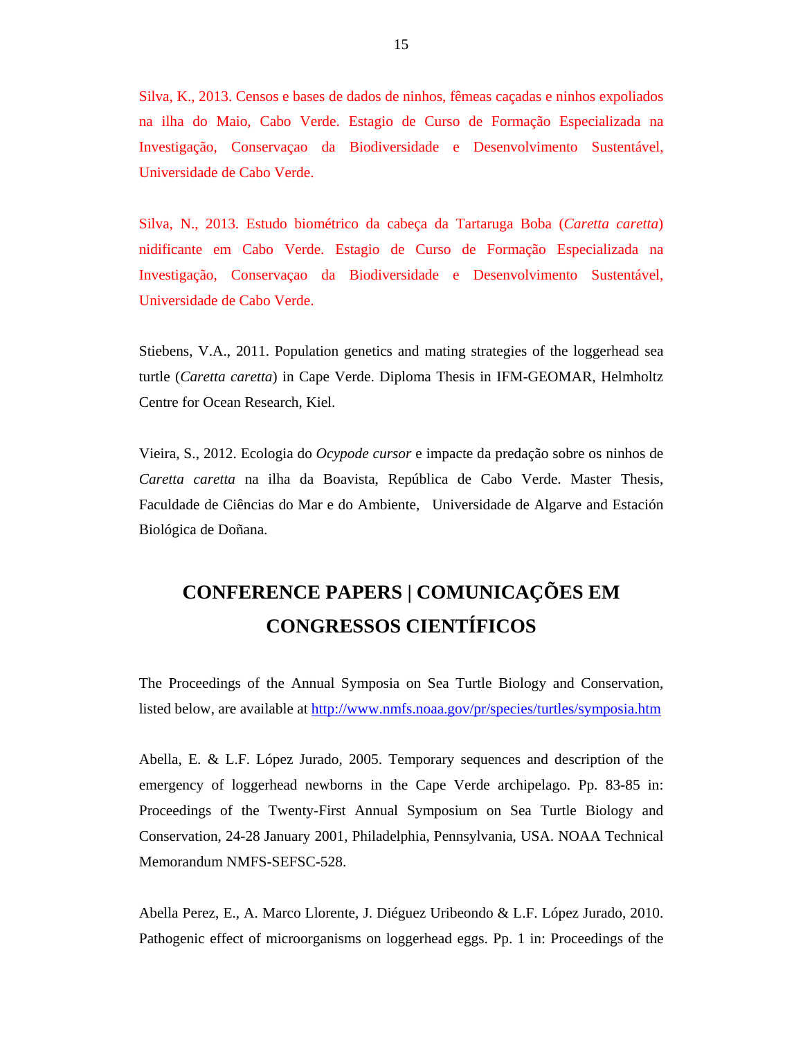Silva, K., 2013. Censos e bases de dados de ninhos, fêmeas caçadas e ninhos expoliados na ilha do Maio, Cabo Verde. Estagio de Curso de Formação Especializada na Investigação, Conservaçao da Biodiversidade e Desenvolvimento Sustentável, Universidade de Cabo Verde.

Silva, N., 2013. Estudo biométrico da cabeça da Tartaruga Boba (*Caretta caretta*) nidificante em Cabo Verde. Estagio de Curso de Formação Especializada na Investigação, Conservaçao da Biodiversidade e Desenvolvimento Sustentável, Universidade de Cabo Verde.

Stiebens, V.A., 2011. Population genetics and mating strategies of the loggerhead sea turtle (*Caretta caretta*) in Cape Verde. Diploma Thesis in IFM-GEOMAR, Helmholtz Centre for Ocean Research, Kiel.

Vieira, S., 2012. Ecologia do *Ocypode cursor* e impacte da predação sobre os ninhos de *Caretta caretta* na ilha da Boavista, República de Cabo Verde. Master Thesis, Faculdade de Ciências do Mar e do Ambiente, Universidade de Algarve and Estación Biológica de Doñana.

## CONFERENCE PAPERS | COMUNICAÇÕES EM CONGRESSOS CIENTÍFICOS

The Proceedings of the Annual Symposia on Sea Turtle Biology and Conservation, listed below, are available at [http://www.nmfs.noaa.gov/pr/species/turtles/symposia.htm](http://www.nmfs.noaa.gov/pr/species/turtles/symposia.htm)

Abella, E. & L.F. López Jurado, 2005. Temporary sequences and description of the emergency of loggerhead newborns in the Cape Verde archipelago. Pp. 83-85 in: Proceedings of the Twenty-First Annual Symposium on Sea Turtle Biology and Conservation, 24-28 January 2001, Philadelphia, Pennsylvania, USA. NOAA Technical Memorandum NMFS-SEFSC-528.

Abella Perez, E., A. Marco Llorente, J. Diéguez Uribeondo & L.F. López Jurado, 2010. Pathogenic effect of microorganisms on loggerhead eggs. Pp. 1 in: Proceedings of the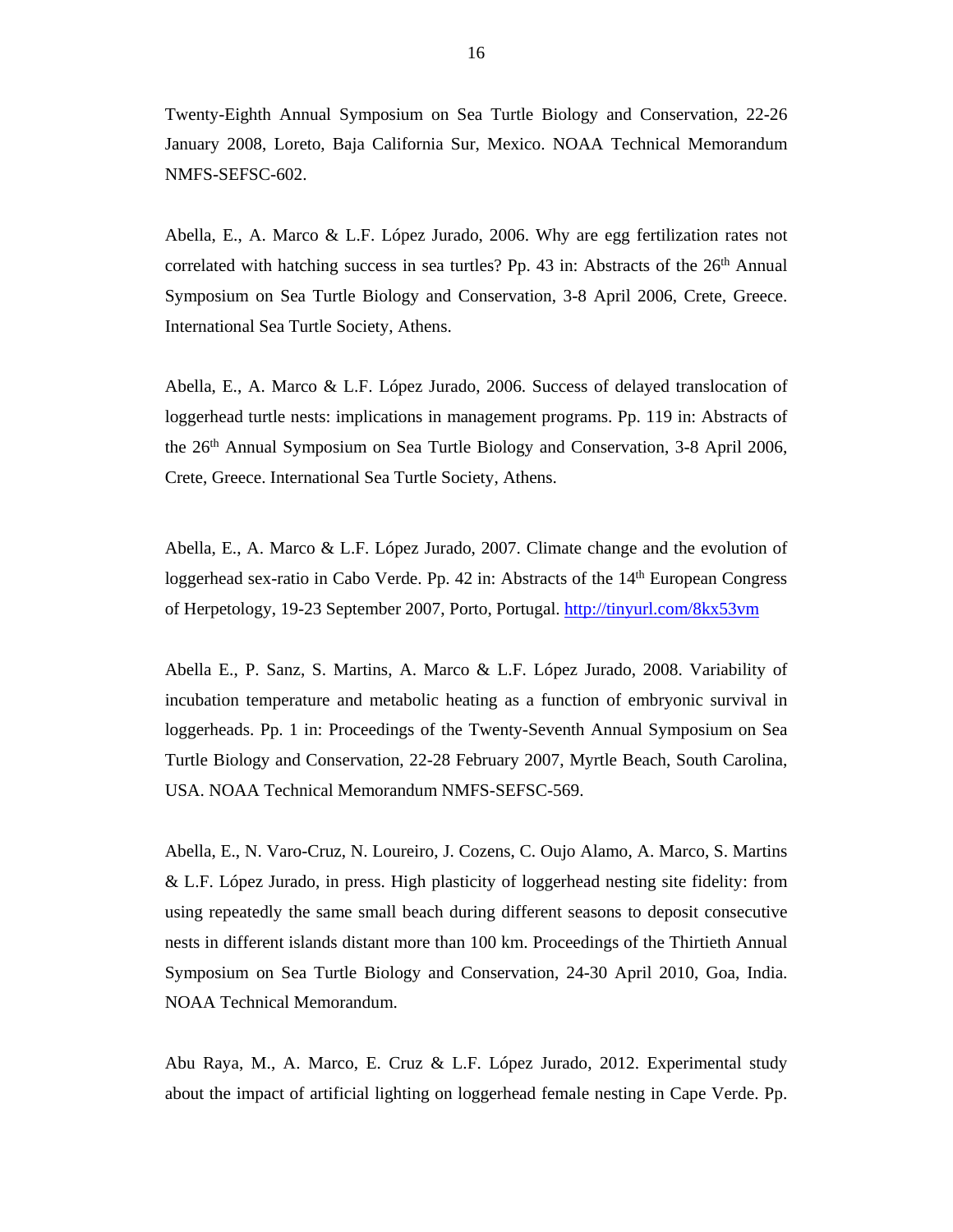Twenty-Eighth Annual Symposium on Sea Turtle Biology and Conservation, 22-26 January 2008, Loreto, Baja California Sur, Mexico. NOAA Technical Memorandum NMFS-SEFSC-602.

Abella, E., A. Marco & L.F. López Jurado, 2006. Why are egg fertilization rates not correlated with hatching success in sea turtles? Pp. 43 in: Abstracts of the 26th Annual Symposium on Sea Turtle Biology and Conservation, 3-8 April 2006, Crete, Greece. International Sea Turtle Society, Athens.

Abella, E., A. Marco & L.F. López Jurado, 2006. Success of delayed translocation of loggerhead turtle nests: implications in management programs. Pp. 119 in: Abstracts of the 26th Annual Symposium on Sea Turtle Biology and Conservation, 3-8 April 2006, Crete, Greece. International Sea Turtle Society, Athens.

Abella, E., A. Marco & L.F. López Jurado, 2007. Climate change and the evolution of loggerhead sex-ratio in Cabo Verde. Pp. 42 in: Abstracts of the 14th European Congress of Herpetology, 19-23 September 2007, Porto, Portugal. http://tinyurl.com/8kx53vm

Abella E., P. Sanz, S. Martins, A. Marco & L.F. López Jurado, 2008. Variability of incubation temperature and metabolic heating as a function of embryonic survival in loggerheads. Pp. 1 in: Proceedings of the Twenty-Seventh Annual Symposium on Sea Turtle Biology and Conservation, 22-28 February 2007, Myrtle Beach, South Carolina, USA. NOAA Technical Memorandum NMFS-SEFSC-569.

Abella, E., N. Varo-Cruz, N. Loureiro, J. Cozens, C. Oujo Alamo, A. Marco, S. Martins & L.F. López Jurado, in press. High plasticity of loggerhead nesting site fidelity: from using repeatedly the same small beach during different seasons to deposit consecutive nests in different islands distant more than 100 km. Proceedings of the Thirtieth Annual Symposium on Sea Turtle Biology and Conservation, 24-30 April 2010, Goa, India. NOAA Technical Memorandum.

Abu Raya, M., A. Marco, E. Cruz & L.F. López Jurado, 2012. Experimental study about the impact of artificial lighting on loggerhead female nesting in Cape Verde. Pp.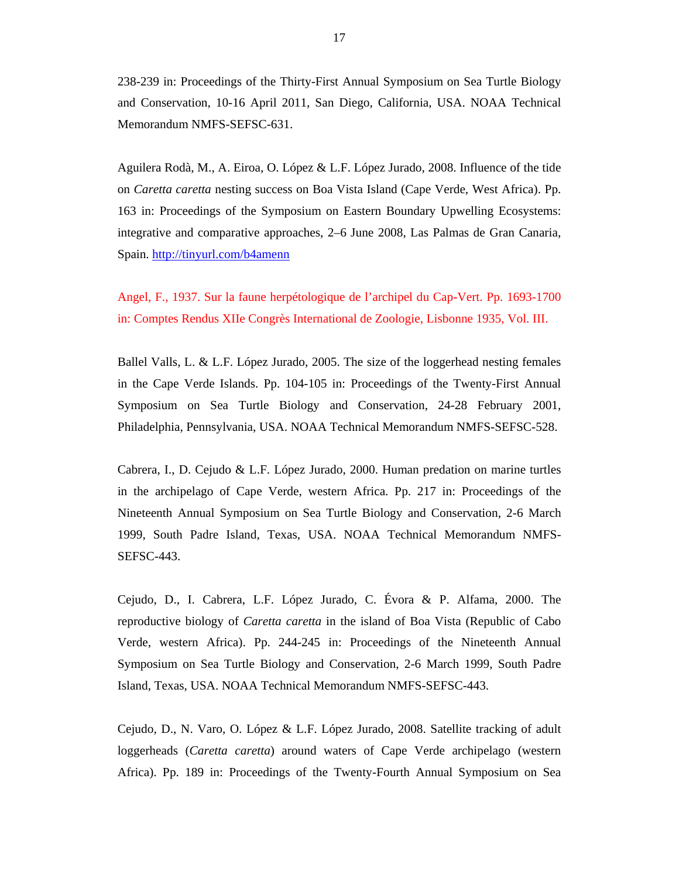238-239 in: Proceedings of the Thirty-First Annual Symposium on Sea Turtle Biology and Conservation, 10-16 April 2011, San Diego, California, USA. NOAA Technical Memorandum NMFS-SEFSC-631.

Aguilera Rodà, M., A. Eiroa, O. López & L.F. López Jurado, 2008. Influence of the tide on *Caretta caretta* nesting success on Boa Vista Island (Cape Verde, West Africa). Pp. 163 in: Proceedings of the Symposium on Eastern Boundary Upwelling Ecosystems: integrative and comparative approaches, 2–6 June 2008, Las Palmas de Gran Canaria, Spain. [http://tinyurl.com/b4amenn](http://tinyurl.com/b4amenn)

Angel, F., 1937. Sur la faune herpétologique de l'archipel du Cap-Vert. Pp. 1693-1700 in: Comptes Rendus XIIe Congrès International de Zoologie, Lisbonne 1935, Vol. III.

Ballel Valls, L. & L.F. López Jurado, 2005. The size of the loggerhead nesting females in the Cape Verde Islands. Pp. 104-105 in: Proceedings of the Twenty-First Annual Symposium on Sea Turtle Biology and Conservation, 24-28 February 2001, Philadelphia, Pennsylvania, USA. NOAA Technical Memorandum NMFS-SEFSC-528.

Cabrera, I., D. Cejudo & L.F. López Jurado, 2000. Human predation on marine turtles in the archipelago of Cape Verde, western Africa. Pp. 217 in: Proceedings of the Nineteenth Annual Symposium on Sea Turtle Biology and Conservation, 2-6 March 1999, South Padre Island, Texas, USA. NOAA Technical Memorandum NMFS-SEFSC-443.

Cejudo, D., I. Cabrera, L.F. López Jurado, C. Évora & P. Alfama, 2000. The reproductive biology of *Caretta caretta* in the island of Boa Vista (Republic of Cabo Verde, western Africa). Pp. 244-245 in: Proceedings of the Nineteenth Annual Symposium on Sea Turtle Biology and Conservation, 2-6 March 1999, South Padre Island, Texas, USA. NOAA Technical Memorandum NMFS-SEFSC-443.

Cejudo, D., N. Varo, O. López & L.F. López Jurado, 2008. Satellite tracking of adult loggerheads (*Caretta caretta*) around waters of Cape Verde archipelago (western Africa). Pp. 189 in: Proceedings of the Twenty-Fourth Annual Symposium on Sea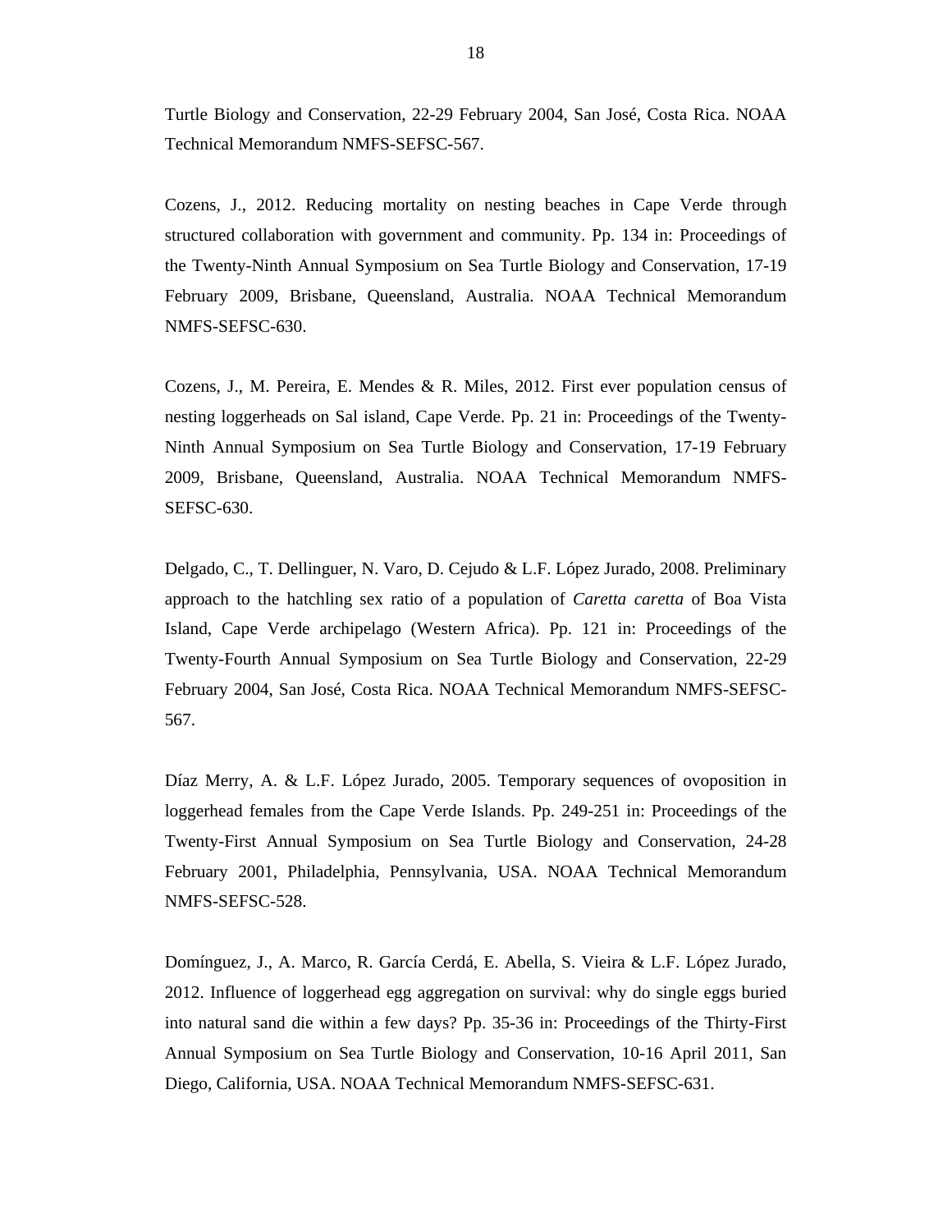Turtle Biology and Conservation, 22-29 February 2004, San José, Costa Rica. NOAA Technical Memorandum NMFS-SEFSC-567.

Cozens, J., 2012. Reducing mortality on nesting beaches in Cape Verde through structured collaboration with government and community. Pp. 134 in: Proceedings of the Twenty-Ninth Annual Symposium on Sea Turtle Biology and Conservation, 17-19 February 2009, Brisbane, Queensland, Australia. NOAA Technical Memorandum NMFS-SEFSC-630.

Cozens, J., M. Pereira, E. Mendes & R. Miles, 2012. First ever population census of nesting loggerheads on Sal island, Cape Verde. Pp. 21 in: Proceedings of the Twenty-Ninth Annual Symposium on Sea Turtle Biology and Conservation, 17-19 February 2009, Brisbane, Queensland, Australia. NOAA Technical Memorandum NMFS-SEFSC-630.

Delgado, C., T. Dellinguer, N. Varo, D. Cejudo & L.F. López Jurado, 2008. Preliminary approach to the hatchling sex ratio of a population of *Caretta caretta* of Boa Vista Island, Cape Verde archipelago (Western Africa). Pp. 121 in: Proceedings of the Twenty-Fourth Annual Symposium on Sea Turtle Biology and Conservation, 22-29 February 2004, San José, Costa Rica. NOAA Technical Memorandum NMFS-SEFSC-567.

Díaz Merry, A. & L.F. López Jurado, 2005. Temporary sequences of ovoposition in loggerhead females from the Cape Verde Islands. Pp. 249-251 in: Proceedings of the Twenty-First Annual Symposium on Sea Turtle Biology and Conservation, 24-28 February 2001, Philadelphia, Pennsylvania, USA. NOAA Technical Memorandum NMFS-SEFSC-528.

Domínguez, J., A. Marco, R. García Cerdá, E. Abella, S. Vieira & L.F. López Jurado, 2012. Influence of loggerhead egg aggregation on survival: why do single eggs buried into natural sand die within a few days? Pp. 35-36 in: Proceedings of the Thirty-First Annual Symposium on Sea Turtle Biology and Conservation, 10-16 April 2011, San Diego, California, USA. NOAA Technical Memorandum NMFS-SEFSC-631.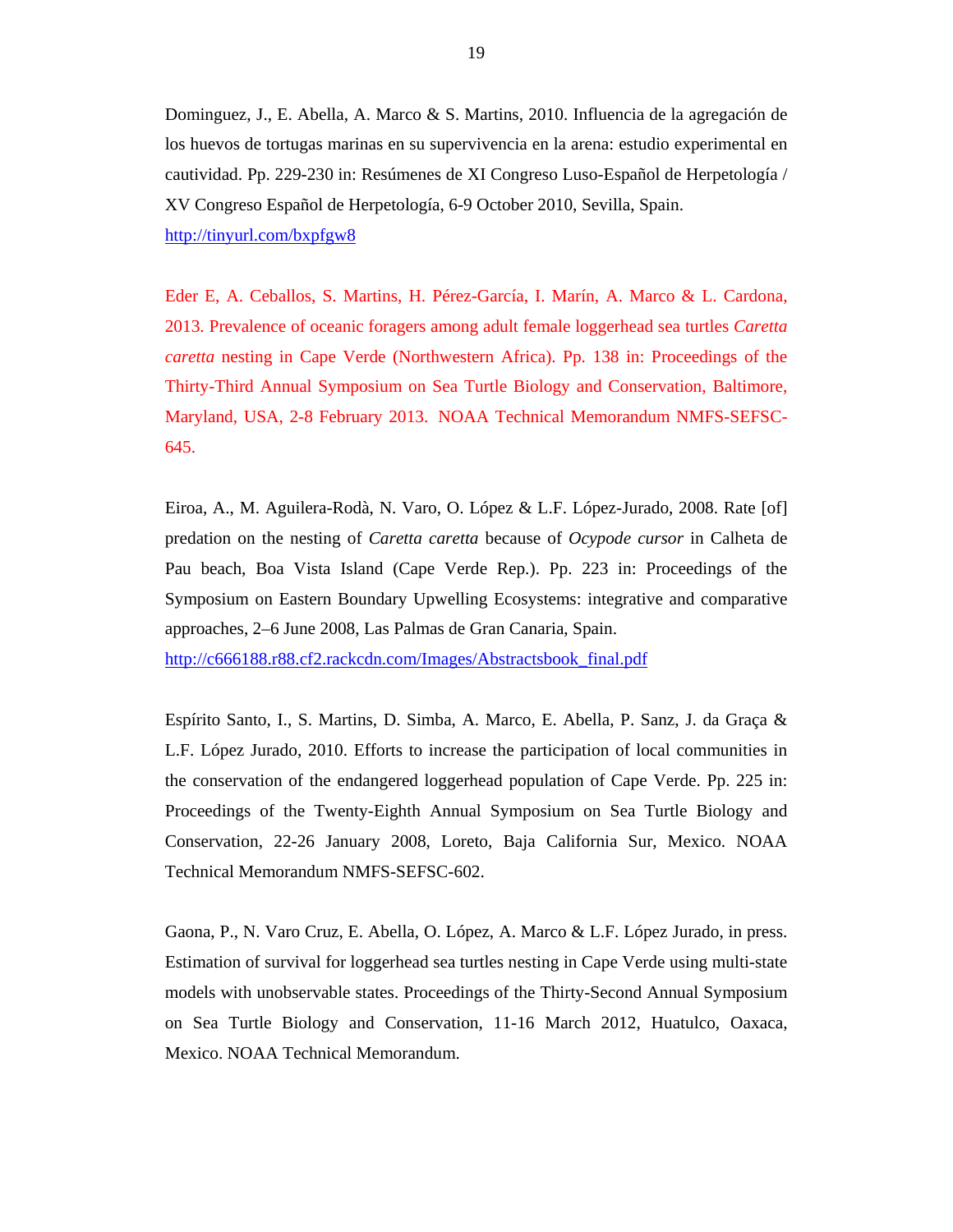Dominguez, J., E. Abella, A. Marco & S. Martins, 2010. Influencia de la agregación de los huevos de tortugas marinas en su supervivencia en la arena: estudio experimental en cautividad. Pp. 229-230 in: Resúmenes de XI Congreso Luso-Español de Herpetología / XV Congreso Español de Herpetología, 6-9 October 2010, Sevilla, Spain. http://tinyurl.com/bxpfgw8

Eder E, A. Ceballos, S. Martins, H. Pérez-García, I. Marín, A. Marco & L. Cardona, 2013. Prevalence of oceanic foragers among adult female loggerhead sea turtles *Caretta caretta* nesting in Cape Verde (Northwestern Africa). Pp. 138 in: Proceedings of the Thirty-Third Annual Symposium on Sea Turtle Biology and Conservation, Baltimore, Maryland, USA, 2-8 February 2013. NOAA Technical Memorandum NMFS-SEFSC-645.

Eiroa, A., M. Aguilera-Rodà, N. Varo, O. López & L.F. López-Jurado, 2008. Rate [of] predation on the nesting of *Caretta caretta* because of *Ocypode cursor* in Calheta de Pau beach, Boa Vista Island (Cape Verde Rep.). Pp. 223 in: Proceedings of the Symposium on Eastern Boundary Upwelling Ecosystems: integrative and comparative approaches, 2–6 June 2008, Las Palmas de Gran Canaria, Spain. http://c666188.r88.cf2.rackcdn.com/Images/Abstractsbook_final.pdf

Espírito Santo, I., S. Martins, D. Simba, A. Marco, E. Abella, P. Sanz, J. da Graça & L.F. López Jurado, 2010. Efforts to increase the participation of local communities in the conservation of the endangered loggerhead population of Cape Verde. Pp. 225 in: Proceedings of the Twenty-Eighth Annual Symposium on Sea Turtle Biology and Conservation, 22-26 January 2008, Loreto, Baja California Sur, Mexico. NOAA Technical Memorandum NMFS-SEFSC-602.

Gaona, P., N. Varo Cruz, E. Abella, O. López, A. Marco & L.F. López Jurado, in press. Estimation of survival for loggerhead sea turtles nesting in Cape Verde using multi-state models with unobservable states. Proceedings of the Thirty-Second Annual Symposium on Sea Turtle Biology and Conservation, 11-16 March 2012, Huatulco, Oaxaca, Mexico. NOAA Technical Memorandum.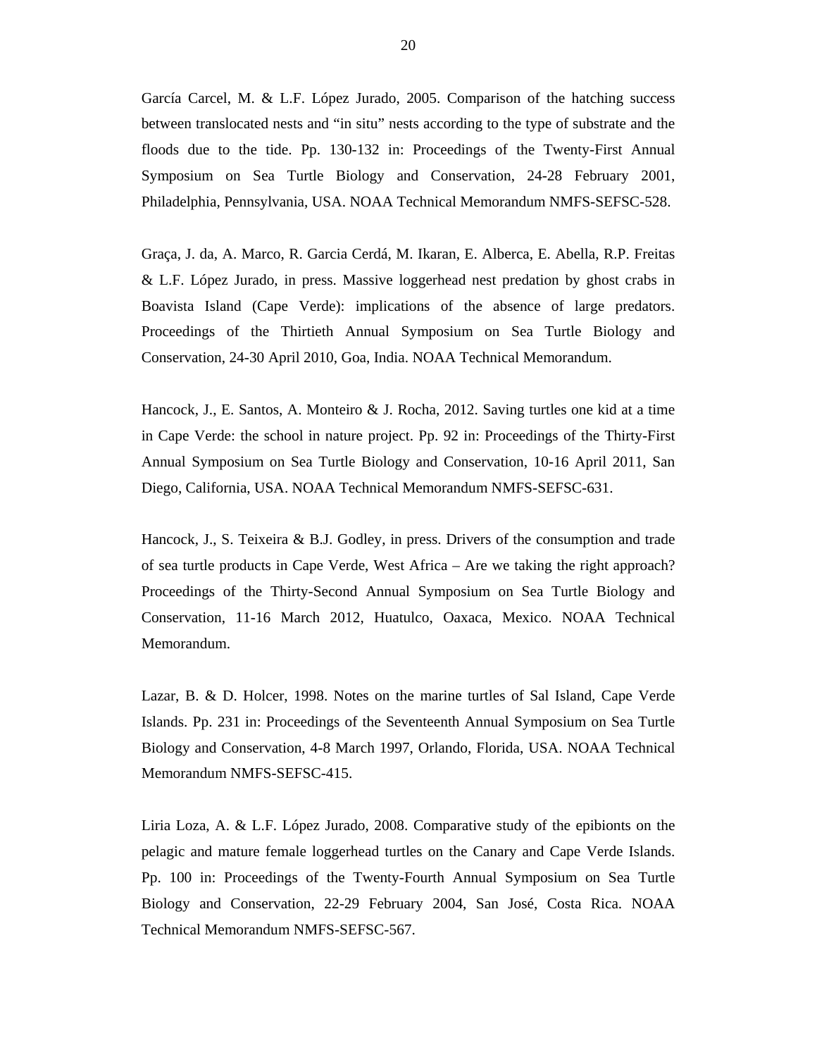García Carcel, M. & L.F. López Jurado, 2005. Comparison of the hatching success between translocated nests and "in situ" nests according to the type of substrate and the floods due to the tide. Pp. 130-132 in: Proceedings of the Twenty-First Annual Symposium on Sea Turtle Biology and Conservation, 24-28 February 2001, Philadelphia, Pennsylvania, USA. NOAA Technical Memorandum NMFS-SEFSC-528.

Graça, J. da, A. Marco, R. Garcia Cerdá, M. Ikaran, E. Alberca, E. Abella, R.P. Freitas & L.F. López Jurado, in press. Massive loggerhead nest predation by ghost crabs in Boavista Island (Cape Verde): implications of the absence of large predators. Proceedings of the Thirtieth Annual Symposium on Sea Turtle Biology and Conservation, 24-30 April 2010, Goa, India. NOAA Technical Memorandum.

Hancock, J., E. Santos, A. Monteiro & J. Rocha, 2012. Saving turtles one kid at a time in Cape Verde: the school in nature project. Pp. 92 in: Proceedings of the Thirty-First Annual Symposium on Sea Turtle Biology and Conservation, 10-16 April 2011, San Diego, California, USA. NOAA Technical Memorandum NMFS-SEFSC-631.

Hancock, J., S. Teixeira & B.J. Godley, in press. Drivers of the consumption and trade of sea turtle products in Cape Verde, West Africa – Are we taking the right approach? Proceedings of the Thirty-Second Annual Symposium on Sea Turtle Biology and Conservation, 11-16 March 2012, Huatulco, Oaxaca, Mexico. NOAA Technical Memorandum.

Lazar, B. & D. Holcer, 1998. Notes on the marine turtles of Sal Island, Cape Verde Islands. Pp. 231 in: Proceedings of the Seventeenth Annual Symposium on Sea Turtle Biology and Conservation, 4-8 March 1997, Orlando, Florida, USA. NOAA Technical Memorandum NMFS-SEFSC-415.

Liria Loza, A. & L.F. López Jurado, 2008. Comparative study of the epibionts on the pelagic and mature female loggerhead turtles on the Canary and Cape Verde Islands. Pp. 100 in: Proceedings of the Twenty-Fourth Annual Symposium on Sea Turtle Biology and Conservation, 22-29 February 2004, San José, Costa Rica. NOAA Technical Memorandum NMFS-SEFSC-567.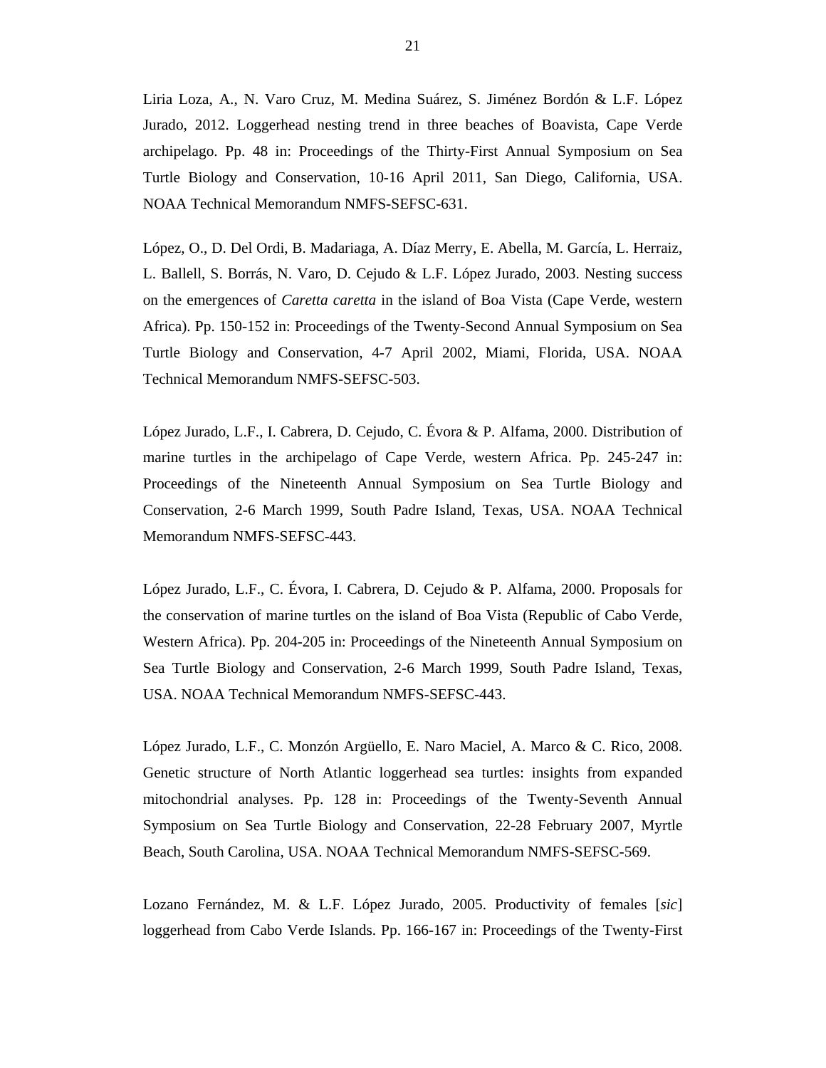Liria Loza, A., N. Varo Cruz, M. Medina Suárez, S. Jiménez Bordón & L.F. López Jurado, 2012. Loggerhead nesting trend in three beaches of Boavista, Cape Verde archipelago. Pp. 48 in: Proceedings of the Thirty-First Annual Symposium on Sea Turtle Biology and Conservation, 10-16 April 2011, San Diego, California, USA. NOAA Technical Memorandum NMFS-SEFSC-631.

López, O., D. Del Ordi, B. Madariaga, A. Díaz Merry, E. Abella, M. García, L. Herraiz, L. Ballell, S. Borrás, N. Varo, D. Cejudo & L.F. López Jurado, 2003. Nesting success on the emergences of *Caretta caretta* in the island of Boa Vista (Cape Verde, western Africa). Pp. 150-152 in: Proceedings of the Twenty-Second Annual Symposium on Sea Turtle Biology and Conservation, 4-7 April 2002, Miami, Florida, USA. NOAA Technical Memorandum NMFS-SEFSC-503.

López Jurado, L.F., I. Cabrera, D. Cejudo, C. Évora & P. Alfama, 2000. Distribution of marine turtles in the archipelago of Cape Verde, western Africa. Pp. 245-247 in: Proceedings of the Nineteenth Annual Symposium on Sea Turtle Biology and Conservation, 2-6 March 1999, South Padre Island, Texas, USA. NOAA Technical Memorandum NMFS-SEFSC-443.

López Jurado, L.F., C. Évora, I. Cabrera, D. Cejudo & P. Alfama, 2000. Proposals for the conservation of marine turtles on the island of Boa Vista (Republic of Cabo Verde, Western Africa). Pp. 204-205 in: Proceedings of the Nineteenth Annual Symposium on Sea Turtle Biology and Conservation, 2-6 March 1999, South Padre Island, Texas, USA. NOAA Technical Memorandum NMFS-SEFSC-443.

López Jurado, L.F., C. Monzón Argüello, E. Naro Maciel, A. Marco & C. Rico, 2008. Genetic structure of North Atlantic loggerhead sea turtles: insights from expanded mitochondrial analyses. Pp. 128 in: Proceedings of the Twenty-Seventh Annual Symposium on Sea Turtle Biology and Conservation, 22-28 February 2007, Myrtle Beach, South Carolina, USA. NOAA Technical Memorandum NMFS-SEFSC-569.

Lozano Fernández, M. & L.F. López Jurado, 2005. Productivity of females [*sic*] loggerhead from Cabo Verde Islands. Pp. 166-167 in: Proceedings of the Twenty-First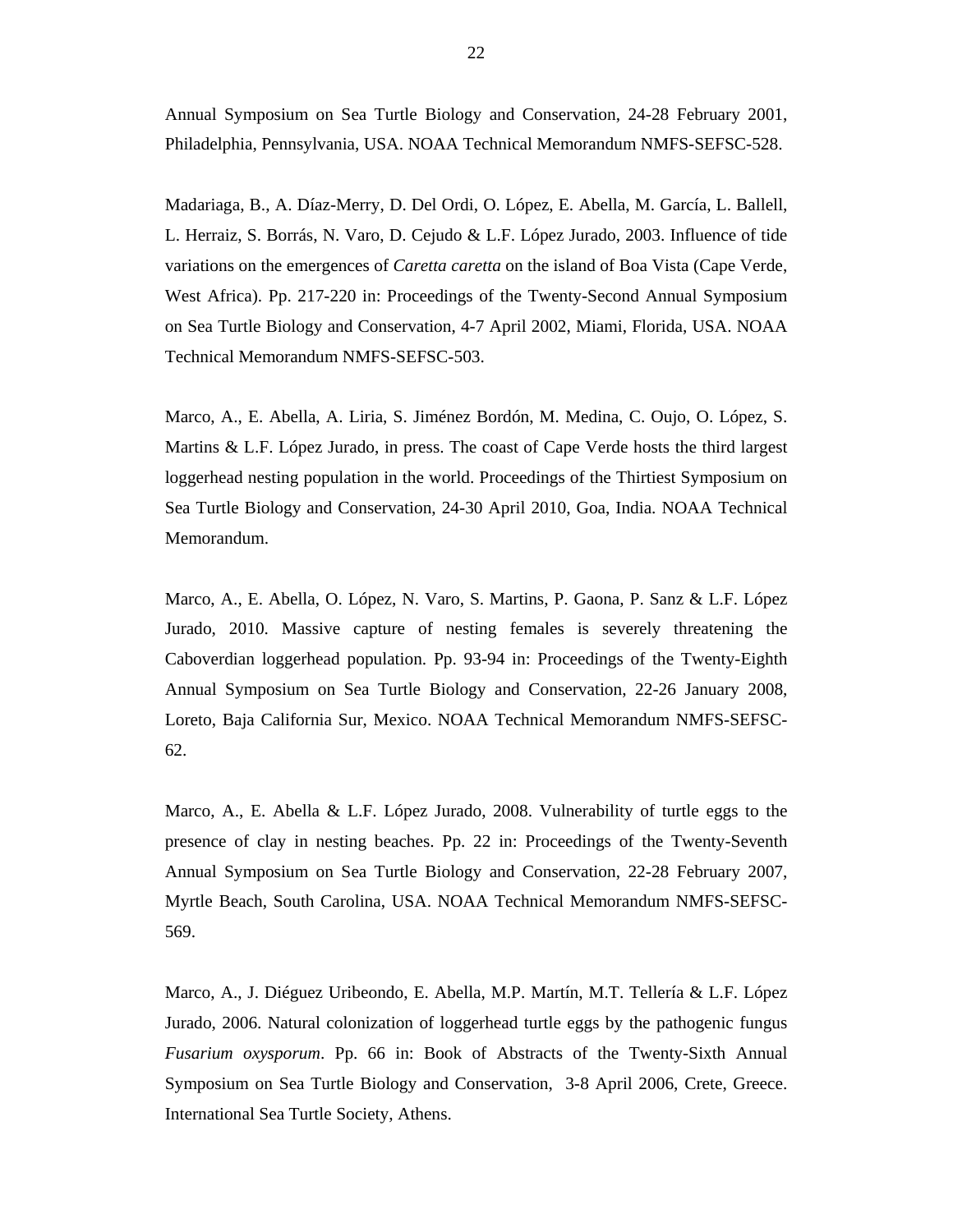Annual Symposium on Sea Turtle Biology and Conservation, 24-28 February 2001, Philadelphia, Pennsylvania, USA. NOAA Technical Memorandum NMFS-SEFSC-528.

Madariaga, B., A. Díaz-Merry, D. Del Ordi, O. López, E. Abella, M. García, L. Ballell, L. Herraiz, S. Borrás, N. Varo, D. Cejudo & L.F. López Jurado, 2003. Influence of tide variations on the emergences of *Caretta caretta* on the island of Boa Vista (Cape Verde, West Africa). Pp. 217-220 in: Proceedings of the Twenty-Second Annual Symposium on Sea Turtle Biology and Conservation, 4-7 April 2002, Miami, Florida, USA. NOAA Technical Memorandum NMFS-SEFSC-503.

Marco, A., E. Abella, A. Liria, S. Jiménez Bordón, M. Medina, C. Oujo, O. López, S. Martins & L.F. López Jurado, in press. The coast of Cape Verde hosts the third largest loggerhead nesting population in the world. Proceedings of the Thirtiest Symposium on Sea Turtle Biology and Conservation, 24-30 April 2010, Goa, India. NOAA Technical Memorandum.

Marco, A., E. Abella, O. López, N. Varo, S. Martins, P. Gaona, P. Sanz & L.F. López Jurado, 2010. Massive capture of nesting females is severely threatening the Caboverdian loggerhead population. Pp. 93-94 in: Proceedings of the Twenty-Eighth Annual Symposium on Sea Turtle Biology and Conservation, 22-26 January 2008, Loreto, Baja California Sur, Mexico. NOAA Technical Memorandum NMFS-SEFSC-62.

Marco, A., E. Abella & L.F. López Jurado, 2008. Vulnerability of turtle eggs to the presence of clay in nesting beaches. Pp. 22 in: Proceedings of the Twenty-Seventh Annual Symposium on Sea Turtle Biology and Conservation, 22-28 February 2007, Myrtle Beach, South Carolina, USA. NOAA Technical Memorandum NMFS-SEFSC-569.

Marco, A., J. Diéguez Uribeondo, E. Abella, M.P. Martín, M.T. Tellería & L.F. López Jurado, 2006. Natural colonization of loggerhead turtle eggs by the pathogenic fungus *Fusarium oxysporum*. Pp. 66 in: Book of Abstracts of the Twenty-Sixth Annual Symposium on Sea Turtle Biology and Conservation, 3-8 April 2006, Crete, Greece. International Sea Turtle Society, Athens.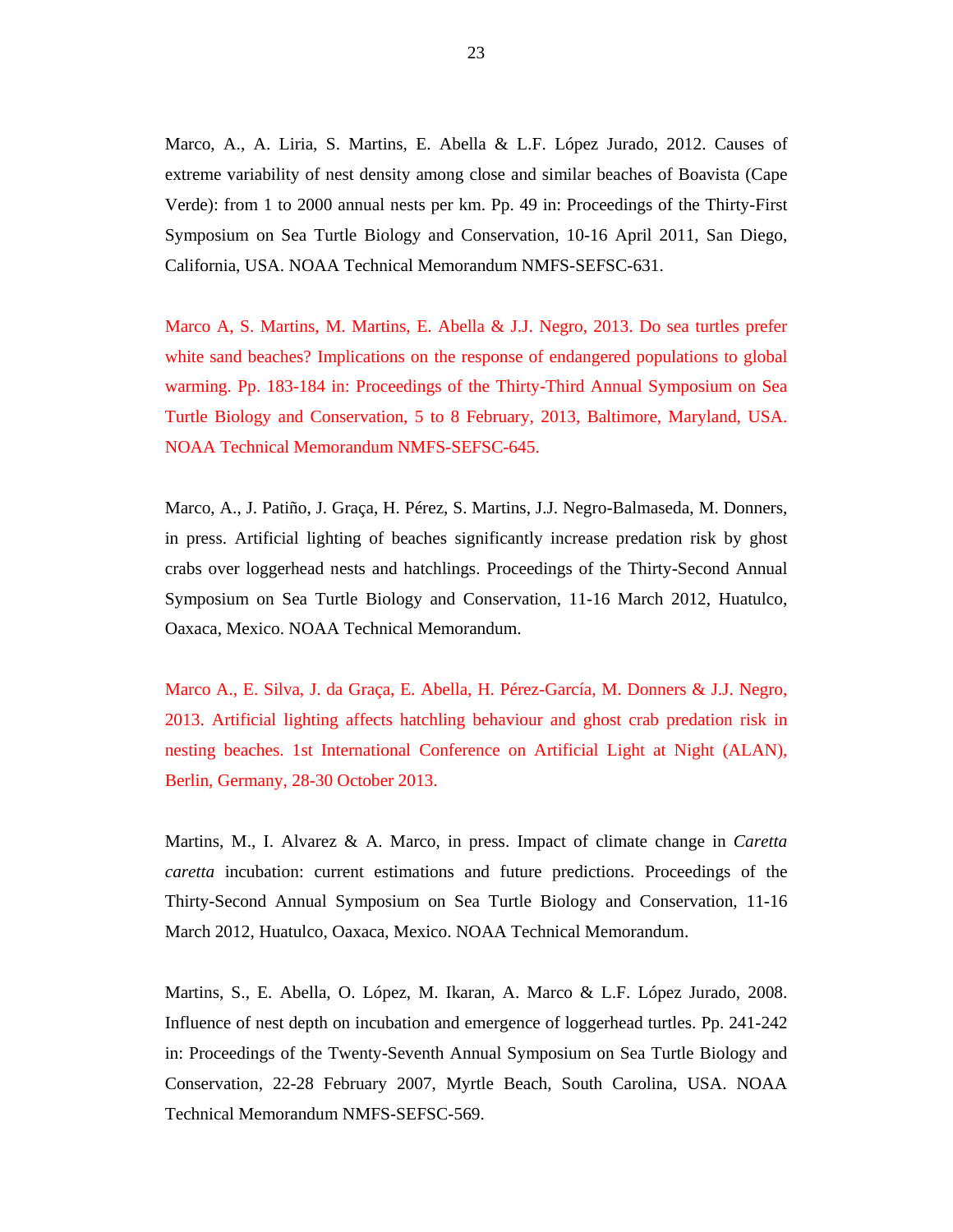Marco, A., A. Liria, S. Martins, E. Abella & L.F. López Jurado, 2012. Causes of extreme variability of nest density among close and similar beaches of Boavista (Cape Verde): from 1 to 2000 annual nests per km. Pp. 49 in: Proceedings of the Thirty-First Symposium on Sea Turtle Biology and Conservation, 10-16 April 2011, San Diego, California, USA. NOAA Technical Memorandum NMFS-SEFSC-631.

Marco A, S. Martins, M. Martins, E. Abella & J.J. Negro, 2013. Do sea turtles prefer white sand beaches? Implications on the response of endangered populations to global warming. Pp. 183-184 in: Proceedings of the Thirty-Third Annual Symposium on Sea Turtle Biology and Conservation, 5 to 8 February, 2013, Baltimore, Maryland, USA. NOAA Technical Memorandum NMFS-SEFSC-645.

Marco, A., J. Patiño, J. Graça, H. Pérez, S. Martins, J.J. Negro-Balmaseda, M. Donners, in press. Artificial lighting of beaches significantly increase predation risk by ghost crabs over loggerhead nests and hatchlings. Proceedings of the Thirty-Second Annual Symposium on Sea Turtle Biology and Conservation, 11-16 March 2012, Huatulco, Oaxaca, Mexico. NOAA Technical Memorandum.

Marco A., E. Silva, J. da Graça, E. Abella, H. Pérez-García, M. Donners & J.J. Negro, 2013. Artificial lighting affects hatchling behaviour and ghost crab predation risk in nesting beaches. 1st International Conference on Artificial Light at Night (ALAN), Berlin, Germany, 28-30 October 2013.

Martins, M., I. Alvarez & A. Marco, in press. Impact of climate change in *Caretta caretta* incubation: current estimations and future predictions. Proceedings of the Thirty-Second Annual Symposium on Sea Turtle Biology and Conservation, 11-16 March 2012, Huatulco, Oaxaca, Mexico. NOAA Technical Memorandum.

Martins, S., E. Abella, O. López, M. Ikaran, A. Marco & L.F. López Jurado, 2008. Influence of nest depth on incubation and emergence of loggerhead turtles. Pp. 241-242 in: Proceedings of the Twenty-Seventh Annual Symposium on Sea Turtle Biology and Conservation, 22-28 February 2007, Myrtle Beach, South Carolina, USA. NOAA Technical Memorandum NMFS-SEFSC-569.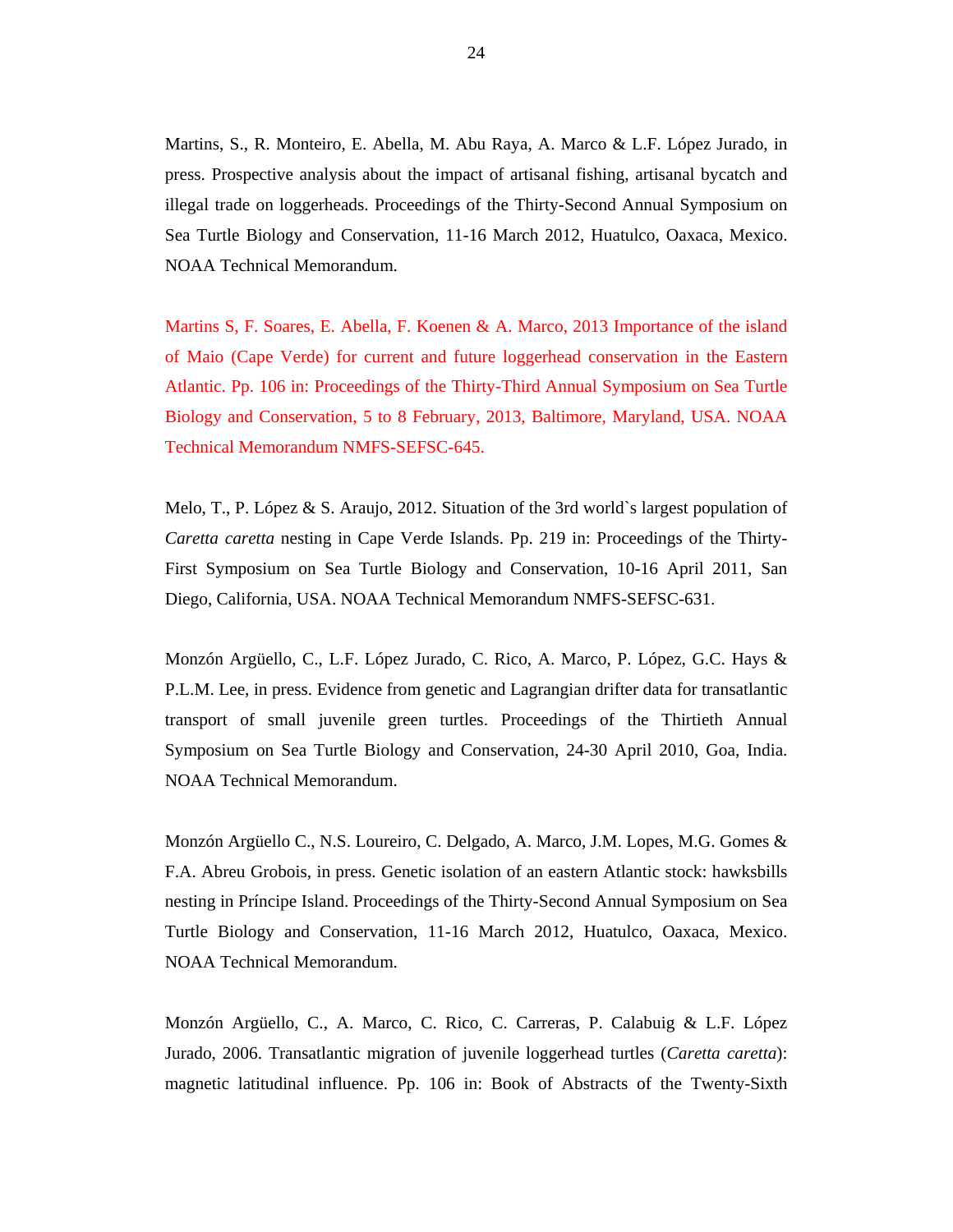Martins, S., R. Monteiro, E. Abella, M. Abu Raya, A. Marco & L.F. López Jurado, in press. Prospective analysis about the impact of artisanal fishing, artisanal bycatch and illegal trade on loggerheads. Proceedings of the Thirty-Second Annual Symposium on Sea Turtle Biology and Conservation, 11-16 March 2012, Huatulco, Oaxaca, Mexico. NOAA Technical Memorandum.

Martins S, F. Soares, E. Abella, F. Koenen & A. Marco, 2013 Importance of the island of Maio (Cape Verde) for current and future loggerhead conservation in the Eastern Atlantic. Pp. 106 in: Proceedings of the Thirty-Third Annual Symposium on Sea Turtle Biology and Conservation, 5 to 8 February, 2013, Baltimore, Maryland, USA. NOAA Technical Memorandum NMFS-SEFSC-645.

Melo, T., P. López & S. Araujo, 2012. Situation of the 3rd world`s largest population of *Caretta caretta* nesting in Cape Verde Islands. Pp. 219 in: Proceedings of the Thirty-First Symposium on Sea Turtle Biology and Conservation, 10-16 April 2011, San Diego, California, USA. NOAA Technical Memorandum NMFS-SEFSC-631.

Monzón Argüello, C., L.F. López Jurado, C. Rico, A. Marco, P. López, G.C. Hays & P.L.M. Lee, in press. Evidence from genetic and Lagrangian drifter data for transatlantic transport of small juvenile green turtles. Proceedings of the Thirtieth Annual Symposium on Sea Turtle Biology and Conservation, 24-30 April 2010, Goa, India. NOAA Technical Memorandum.

Monzón Argüello C., N.S. Loureiro, C. Delgado, A. Marco, J.M. Lopes, M.G. Gomes & F.A. Abreu Grobois, in press. Genetic isolation of an eastern Atlantic stock: hawksbills nesting in Príncipe Island. Proceedings of the Thirty-Second Annual Symposium on Sea Turtle Biology and Conservation, 11-16 March 2012, Huatulco, Oaxaca, Mexico. NOAA Technical Memorandum.

Monzón Argüello, C., A. Marco, C. Rico, C. Carreras, P. Calabuig & L.F. López Jurado, 2006. Transatlantic migration of juvenile loggerhead turtles (*Caretta caretta*): magnetic latitudinal influence. Pp. 106 in: Book of Abstracts of the Twenty-Sixth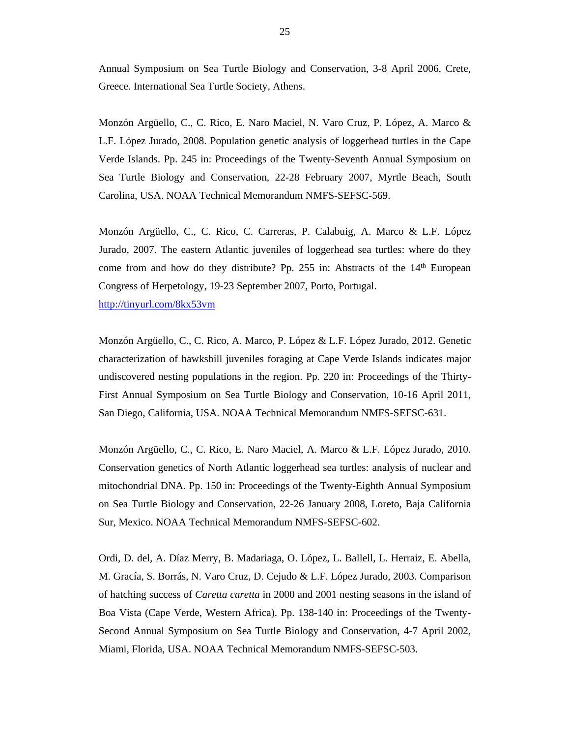Annual Symposium on Sea Turtle Biology and Conservation, 3-8 April 2006, Crete, Greece. International Sea Turtle Society, Athens.

Monzón Argüello, C., C. Rico, E. Naro Maciel, N. Varo Cruz, P. López, A. Marco & L.F. López Jurado, 2008. Population genetic analysis of loggerhead turtles in the Cape Verde Islands. Pp. 245 in: Proceedings of the Twenty-Seventh Annual Symposium on Sea Turtle Biology and Conservation, 22-28 February 2007, Myrtle Beach, South Carolina, USA. NOAA Technical Memorandum NMFS-SEFSC-569.

Monzón Argüello, C., C. Rico, C. Carreras, P. Calabuig, A. Marco & L.F. López Jurado, 2007. The eastern Atlantic juveniles of loggerhead sea turtles: where do they come from and how do they distribute? Pp. 255 in: Abstracts of the 14th European Congress of Herpetology, 19-23 September 2007, Porto, Portugal.
http://tinyurl.com/8kx53vm

Monzón Argüello, C., C. Rico, A. Marco, P. López & L.F. López Jurado, 2012. Genetic characterization of hawksbill juveniles foraging at Cape Verde Islands indicates major undiscovered nesting populations in the region. Pp. 220 in: Proceedings of the Thirty-First Annual Symposium on Sea Turtle Biology and Conservation, 10-16 April 2011, San Diego, California, USA. NOAA Technical Memorandum NMFS-SEFSC-631.

Monzón Argüello, C., C. Rico, E. Naro Maciel, A. Marco & L.F. López Jurado, 2010. Conservation genetics of North Atlantic loggerhead sea turtles: analysis of nuclear and mitochondrial DNA. Pp. 150 in: Proceedings of the Twenty-Eighth Annual Symposium on Sea Turtle Biology and Conservation, 22-26 January 2008, Loreto, Baja California Sur, Mexico. NOAA Technical Memorandum NMFS-SEFSC-602.

Ordi, D. del, A. Díaz Merry, B. Madariaga, O. López, L. Ballell, L. Herraiz, E. Abella, M. Gracía, S. Borrás, N. Varo Cruz, D. Cejudo & L.F. López Jurado, 2003. Comparison of hatching success of *Caretta caretta* in 2000 and 2001 nesting seasons in the island of Boa Vista (Cape Verde, Western Africa). Pp. 138-140 in: Proceedings of the Twenty-Second Annual Symposium on Sea Turtle Biology and Conservation, 4-7 April 2002, Miami, Florida, USA. NOAA Technical Memorandum NMFS-SEFSC-503.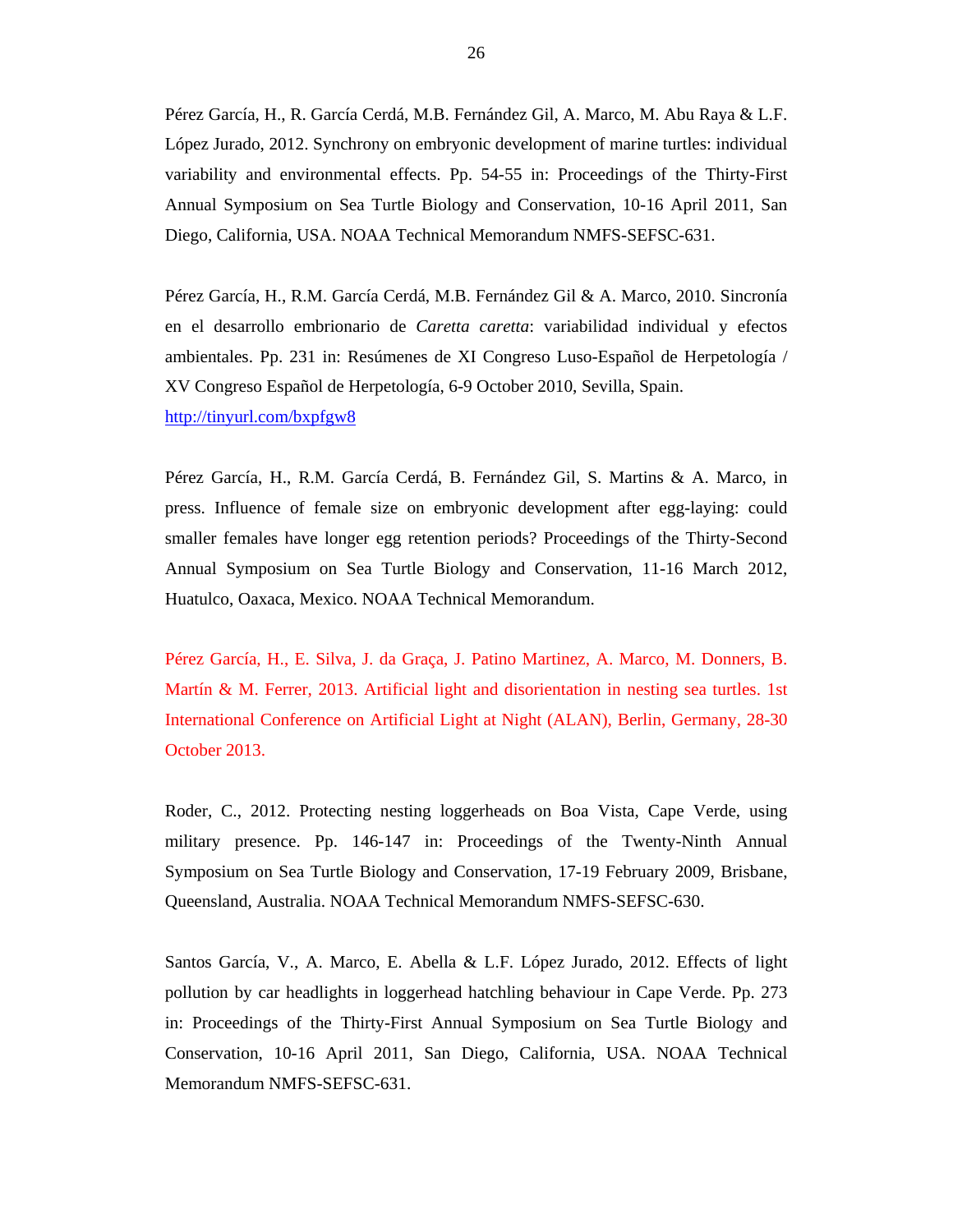Pérez García, H., R. García Cerdá, M.B. Fernández Gil, A. Marco, M. Abu Raya & L.F. López Jurado, 2012. Synchrony on embryonic development of marine turtles: individual variability and environmental effects. Pp. 54-55 in: Proceedings of the Thirty-First Annual Symposium on Sea Turtle Biology and Conservation, 10-16 April 2011, San Diego, California, USA. NOAA Technical Memorandum NMFS-SEFSC-631.

Pérez García, H., R.M. García Cerdá, M.B. Fernández Gil & A. Marco, 2010. Sincronía en el desarrollo embrionario de *Caretta caretta*: variabilidad individual y efectos ambientales. Pp. 231 in: Resúmenes de XI Congreso Luso-Español de Herpetología / XV Congreso Español de Herpetología, 6-9 October 2010, Sevilla, Spain. [http://tinyurl.com/bxpfgw8](http://tinyurl.com/bxpfgw8)

Pérez García, H., R.M. García Cerdá, B. Fernández Gil, S. Martins & A. Marco, in press. Influence of female size on embryonic development after egg-laying: could smaller females have longer egg retention periods? Proceedings of the Thirty-Second Annual Symposium on Sea Turtle Biology and Conservation, 11-16 March 2012, Huatulco, Oaxaca, Mexico. NOAA Technical Memorandum.

Pérez García, H., E. Silva, J. da Graça, J. Patino Martinez, A. Marco, M. Donners, B. Martín & M. Ferrer, 2013. Artificial light and disorientation in nesting sea turtles. 1st International Conference on Artificial Light at Night (ALAN), Berlin, Germany, 28-30 October 2013.

Roder, C., 2012. Protecting nesting loggerheads on Boa Vista, Cape Verde, using military presence. Pp. 146-147 in: Proceedings of the Twenty-Ninth Annual Symposium on Sea Turtle Biology and Conservation, 17-19 February 2009, Brisbane, Queensland, Australia. NOAA Technical Memorandum NMFS-SEFSC-630.

Santos García, V., A. Marco, E. Abella & L.F. López Jurado, 2012. Effects of light pollution by car headlights in loggerhead hatchling behaviour in Cape Verde. Pp. 273 in: Proceedings of the Thirty-First Annual Symposium on Sea Turtle Biology and Conservation, 10-16 April 2011, San Diego, California, USA. NOAA Technical Memorandum NMFS-SEFSC-631.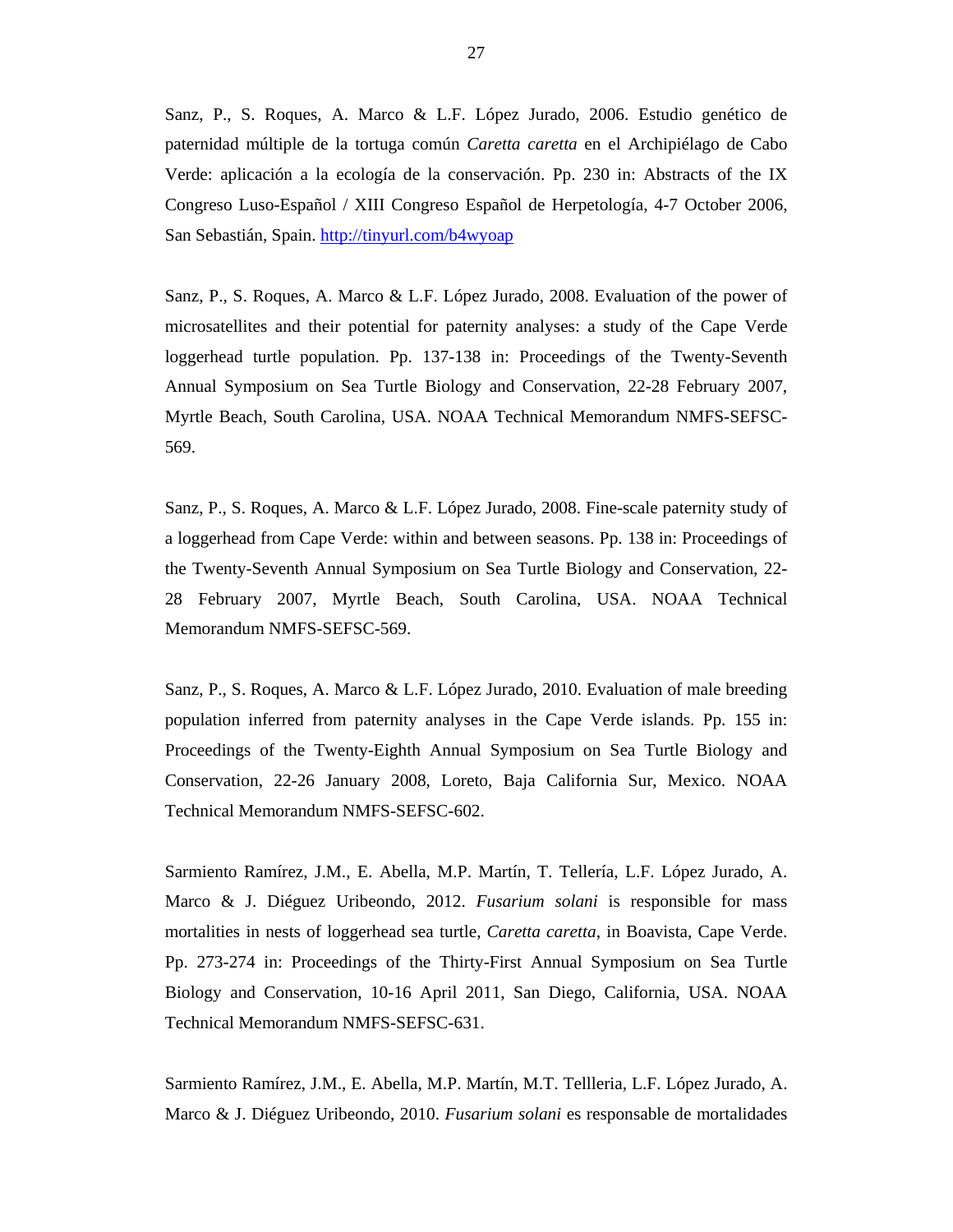Sanz, P., S. Roques, A. Marco & L.F. López Jurado, 2006. Estudio genético de paternidad múltiple de la tortuga común *Caretta caretta* en el Archipiélago de Cabo Verde: aplicación a la ecología de la conservación. Pp. 230 in: Abstracts of the IX Congreso Luso-Español / XIII Congreso Español de Herpetología, 4-7 October 2006, San Sebastián, Spain. [http://tinyurl.com/b4wyoap](http://tinyurl.com/b4wyoap)

Sanz, P., S. Roques, A. Marco & L.F. López Jurado, 2008. Evaluation of the power of microsatellites and their potential for paternity analyses: a study of the Cape Verde loggerhead turtle population. Pp. 137-138 in: Proceedings of the Twenty-Seventh Annual Symposium on Sea Turtle Biology and Conservation, 22-28 February 2007, Myrtle Beach, South Carolina, USA. NOAA Technical Memorandum NMFS-SEFSC-569.

Sanz, P., S. Roques, A. Marco & L.F. López Jurado, 2008. Fine-scale paternity study of a loggerhead from Cape Verde: within and between seasons. Pp. 138 in: Proceedings of the Twenty-Seventh Annual Symposium on Sea Turtle Biology and Conservation, 22-28 February 2007, Myrtle Beach, South Carolina, USA. NOAA Technical Memorandum NMFS-SEFSC-569.

Sanz, P., S. Roques, A. Marco & L.F. López Jurado, 2010. Evaluation of male breeding population inferred from paternity analyses in the Cape Verde islands. Pp. 155 in: Proceedings of the Twenty-Eighth Annual Symposium on Sea Turtle Biology and Conservation, 22-26 January 2008, Loreto, Baja California Sur, Mexico. NOAA Technical Memorandum NMFS-SEFSC-602.

Sarmiento Ramírez, J.M., E. Abella, M.P. Martín, T. Tellería, L.F. López Jurado, A. Marco & J. Diéguez Uribeondo, 2012. *Fusarium solani* is responsible for mass mortalities in nests of loggerhead sea turtle, *Caretta caretta*, in Boavista, Cape Verde. Pp. 273-274 in: Proceedings of the Thirty-First Annual Symposium on Sea Turtle Biology and Conservation, 10-16 April 2011, San Diego, California, USA. NOAA Technical Memorandum NMFS-SEFSC-631.

Sarmiento Ramírez, J.M., E. Abella, M.P. Martín, M.T. Tellleria, L.F. López Jurado, A. Marco & J. Diéguez Uribeondo, 2010. *Fusarium solani* es responsable de mortalidades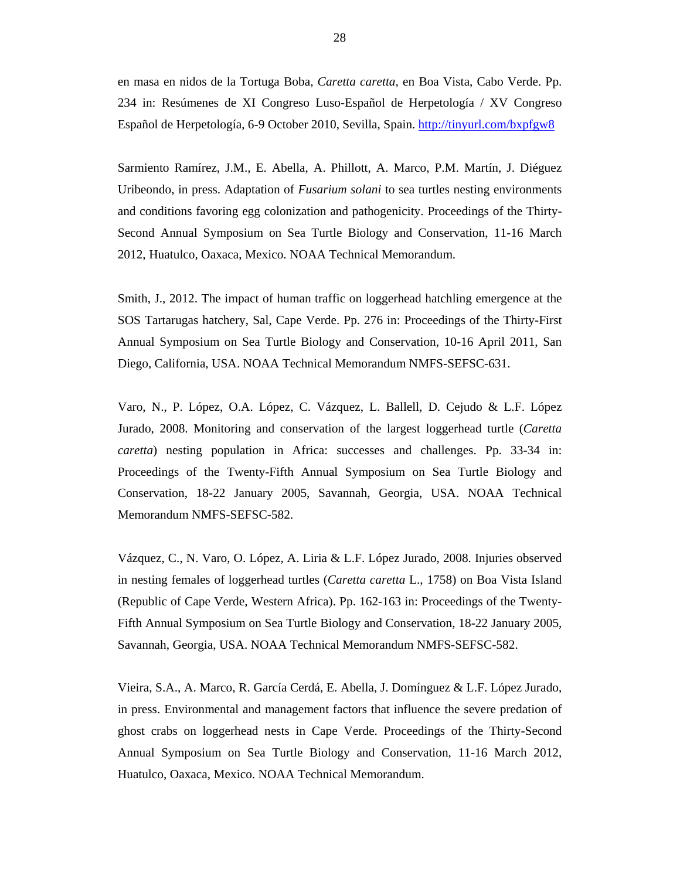en masa en nidos de la Tortuga Boba, *Caretta caretta*, en Boa Vista, Cabo Verde. Pp. 234 in: Resúmenes de XI Congreso Luso-Español de Herpetología / XV Congreso Español de Herpetología, 6-9 October 2010, Sevilla, Spain. http://tinyurl.com/bxpfgw8

Sarmiento Ramírez, J.M., E. Abella, A. Phillott, A. Marco, P.M. Martín, J. Diéguez Uribeondo, in press. Adaptation of *Fusarium solani* to sea turtles nesting environments and conditions favoring egg colonization and pathogenicity. Proceedings of the Thirty-Second Annual Symposium on Sea Turtle Biology and Conservation, 11-16 March 2012, Huatulco, Oaxaca, Mexico. NOAA Technical Memorandum.

Smith, J., 2012. The impact of human traffic on loggerhead hatchling emergence at the SOS Tartarugas hatchery, Sal, Cape Verde. Pp. 276 in: Proceedings of the Thirty-First Annual Symposium on Sea Turtle Biology and Conservation, 10-16 April 2011, San Diego, California, USA. NOAA Technical Memorandum NMFS-SEFSC-631.

Varo, N., P. López, O.A. López, C. Vázquez, L. Ballell, D. Cejudo & L.F. López Jurado, 2008. Monitoring and conservation of the largest loggerhead turtle (*Caretta caretta*) nesting population in Africa: successes and challenges. Pp. 33-34 in: Proceedings of the Twenty-Fifth Annual Symposium on Sea Turtle Biology and Conservation, 18-22 January 2005, Savannah, Georgia, USA. NOAA Technical Memorandum NMFS-SEFSC-582.

Vázquez, C., N. Varo, O. López, A. Liria & L.F. López Jurado, 2008. Injuries observed in nesting females of loggerhead turtles (*Caretta caretta* L., 1758) on Boa Vista Island (Republic of Cape Verde, Western Africa). Pp. 162-163 in: Proceedings of the Twenty-Fifth Annual Symposium on Sea Turtle Biology and Conservation, 18-22 January 2005, Savannah, Georgia, USA. NOAA Technical Memorandum NMFS-SEFSC-582.

Vieira, S.A., A. Marco, R. García Cerdá, E. Abella, J. Domínguez & L.F. López Jurado, in press. Environmental and management factors that influence the severe predation of ghost crabs on loggerhead nests in Cape Verde. Proceedings of the Thirty-Second Annual Symposium on Sea Turtle Biology and Conservation, 11-16 March 2012, Huatulco, Oaxaca, Mexico. NOAA Technical Memorandum.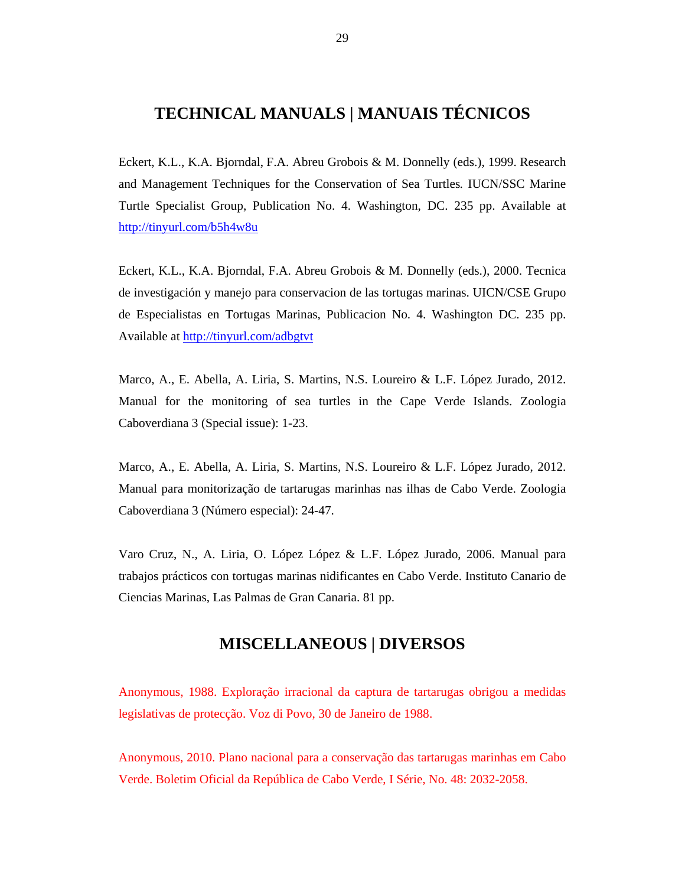## TECHNICAL MANUALS | MANUAIS TÉCNICOS

Eckert, K.L., K.A. Bjorndal, F.A. Abreu Grobois & M. Donnelly (eds.), 1999. Research and Management Techniques for the Conservation of Sea Turtles. IUCN/SSC Marine Turtle Specialist Group, Publication No. 4. Washington, DC. 235 pp. Available at http://tinyurl.com/b5h4w8u

Eckert, K.L., K.A. Bjorndal, F.A. Abreu Grobois & M. Donnelly (eds.), 2000. Tecnica de investigación y manejo para conservacion de las tortugas marinas. UICN/CSE Grupo de Especialistas en Tortugas Marinas, Publicacion No. 4. Washington DC. 235 pp. Available at http://tinyurl.com/adbgtvt

Marco, A., E. Abella, A. Liria, S. Martins, N.S. Loureiro & L.F. López Jurado, 2012. Manual for the monitoring of sea turtles in the Cape Verde Islands. Zoologia Caboverdiana 3 (Special issue): 1-23.

Marco, A., E. Abella, A. Liria, S. Martins, N.S. Loureiro & L.F. López Jurado, 2012. Manual para monitorização de tartarugas marinhas nas ilhas de Cabo Verde. Zoologia Caboverdiana 3 (Número especial): 24-47.

Varo Cruz, N., A. Liria, O. López López & L.F. López Jurado, 2006. Manual para trabajos prácticos con tortugas marinas nidificantes en Cabo Verde. Instituto Canario de Ciencias Marinas, Las Palmas de Gran Canaria. 81 pp.

## MISCELLANEOUS | DIVERSOS

Anonymous, 1988. Exploração irracional da captura de tartarugas obrigou a medidas legislativas de protecção. Voz di Povo, 30 de Janeiro de 1988.

Anonymous, 2010. Plano nacional para a conservação das tartarugas marinhas em Cabo Verde. Boletim Oficial da República de Cabo Verde, I Série, No. 48: 2032-2058.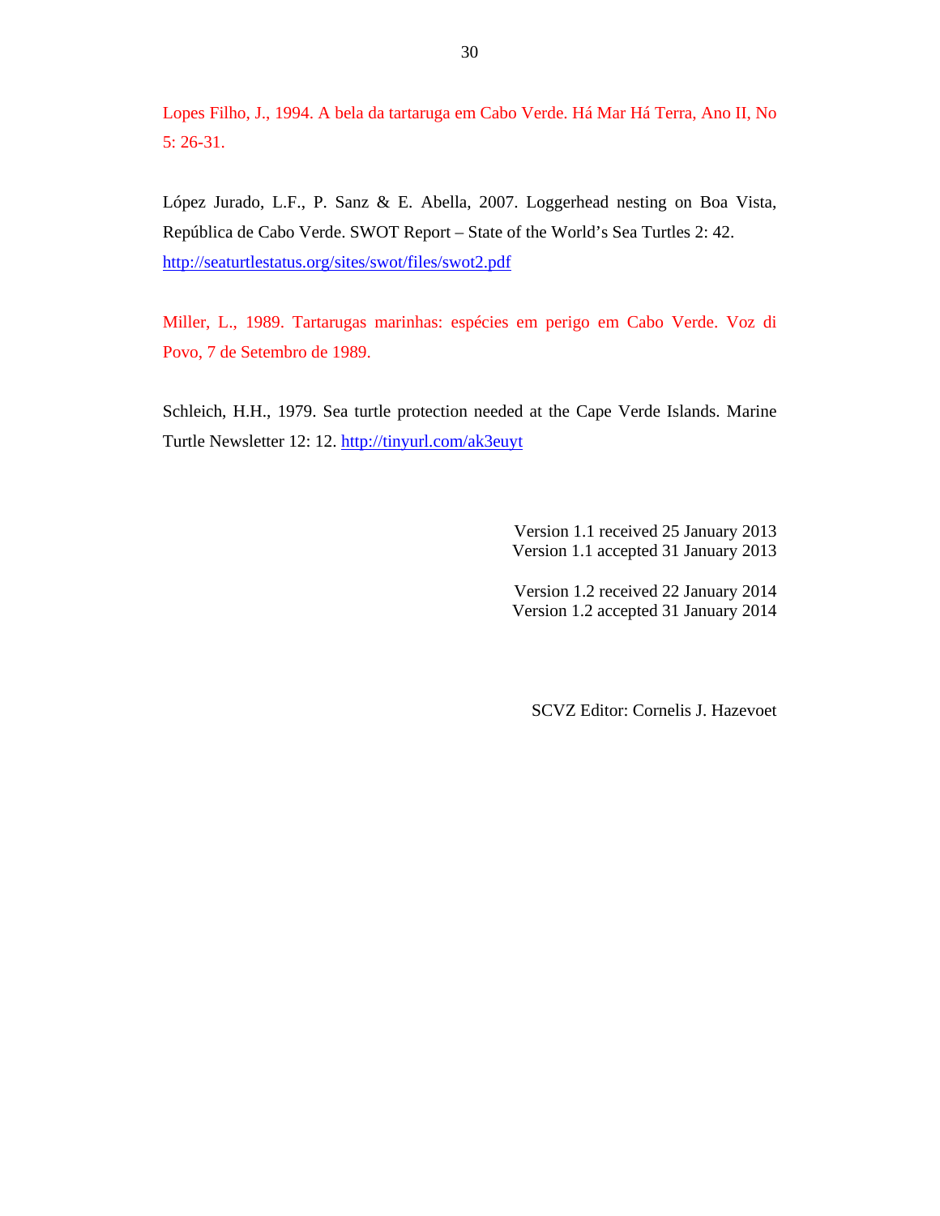Lopes Filho, J., 1994. A bela da tartaruga em Cabo Verde. Há Mar Há Terra, Ano II, No 5: 26-31.

López Jurado, L.F., P. Sanz & E. Abella, 2007. Loggerhead nesting on Boa Vista, República de Cabo Verde. SWOT Report – State of the World's Sea Turtles 2: 42. http://seaturtlestatus.org/sites/swot/files/swot2.pdf

Miller, L., 1989. Tartarugas marinhas: espécies em perigo em Cabo Verde. Voz di Povo, 7 de Setembro de 1989.

Schleich, H.H., 1979. Sea turtle protection needed at the Cape Verde Islands. Marine Turtle Newsletter 12: 12. http://tinyurl.com/ak3euyt

Version 1.1 received 25 January 2013
Version 1.1 accepted 31 January 2013

Version 1.2 received 22 January 2014
Version 1.2 accepted 31 January 2014

SCVZ Editor: Cornelis J. Hazevoet